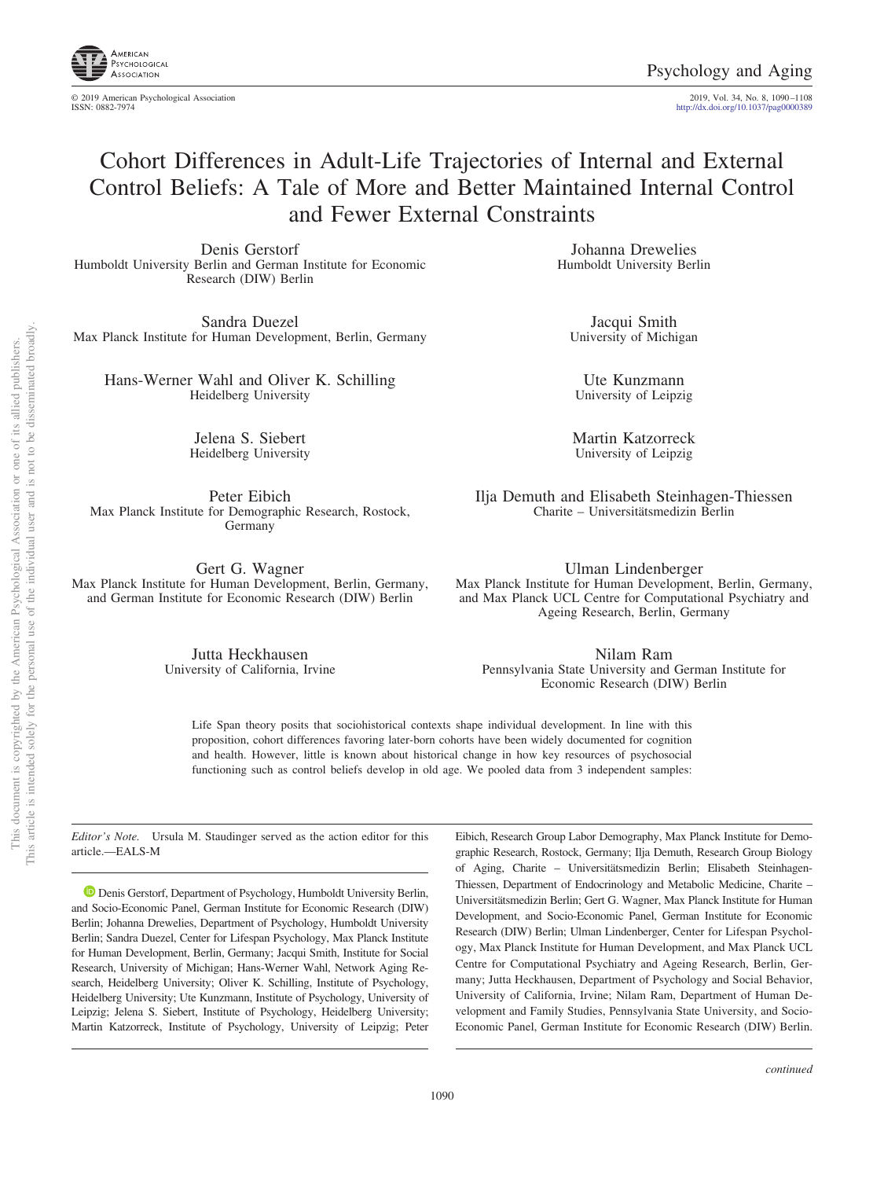# Cohort Differences in Adult-Life Trajectories of Internal and External Control Beliefs: A Tale of More and Better Maintained Internal Control and Fewer External Constraints

Denis Gerstorf
Humboldt University Berlin and German Institute for Economic Research (DIW) Berlin

Johanna Drewelies
Humboldt University Berlin

Sandra Duezel
Max Planck Institute for Human Development, Berlin, Germany

Jacqui Smith
University of Michigan

Hans-Werner Wahl and Oliver K. Schilling
Heidelberg University

Ute Kunzmann
University of Leipzig

Jelena S. Siebert
Heidelberg University

Martin Katzorreck
University of Leipzig

Peter Eibich
Max Planck Institute for Demographic Research, Rostock, Germany

Ilja Demuth and Elisabeth Steinhagen-Thiessen
Charite – Universitätsmedizin Berlin

Gert G. Wagner
Max Planck Institute for Human Development, Berlin, Germany, and German Institute for Economic Research (DIW) Berlin

Ulman Lindenberger
Max Planck Institute for Human Development, Berlin, Germany, and Max Planck UCL Centre for Computational Psychiatry and Ageing Research, Berlin, Germany

Jutta Heckhausen
University of California, Irvine

Nilam Ram
Pennsylvania State University and German Institute for Economic Research (DIW) Berlin

Life Span theory posits that sociohistorical contexts shape individual development. In line with this proposition, cohort differences favoring later-born cohorts have been widely documented for cognition and health. However, little is known about historical change in how key resources of psychosocial functioning such as control beliefs develop in old age. We pooled data from 3 independent samples:

---

*Editor's Note.* Ursula M. Staudinger served as the action editor for this article.—EALS-M

---

Denis Gerstorf, Department of Psychology, Humboldt University Berlin, and Socio-Economic Panel, German Institute for Economic Research (DIW) Berlin; Johanna Drewelies, Department of Psychology, Humboldt University Berlin; Sandra Duezel, Center for Lifespan Psychology, Max Planck Institute for Human Development, Berlin, Germany; Jacqui Smith, Institute for Social Research, University of Michigan; Hans-Werner Wahl, Network Aging Research, Heidelberg University; Oliver K. Schilling, Institute of Psychology, Heidelberg University; Ute Kunzmann, Institute of Psychology, University of Leipzig; Jelena S. Siebert, Institute of Psychology, Heidelberg University; Martin Katzorreck, Institute of Psychology, University of Leipzig; Peter Eibich, Research Group Labor Demography, Max Planck Institute for Demographic Research, Rostock, Germany; Ilja Demuth, Research Group Biology of Aging, Charite – Universitätsmedizin Berlin; Elisabeth Steinhagen-Thiessen, Department of Endocrinology and Metabolic Medicine, Charite – Universitätsmedizin Berlin; Gert G. Wagner, Max Planck Institute for Human Development, and Socio-Economic Panel, German Institute for Economic Research (DIW) Berlin; Ulman Lindenberger, Center for Lifespan Psychology, Max Planck Institute for Human Development, and Max Planck UCL Centre for Computational Psychiatry and Ageing Research, Berlin, Germany; Jutta Heckhausen, Department of Psychology and Social Behavior, University of California, Irvine; Nilam Ram, Department of Human Development and Family Studies, Pennsylvania State University, and Socio-Economic Panel, German Institute for Economic Research (DIW) Berlin.

*continued*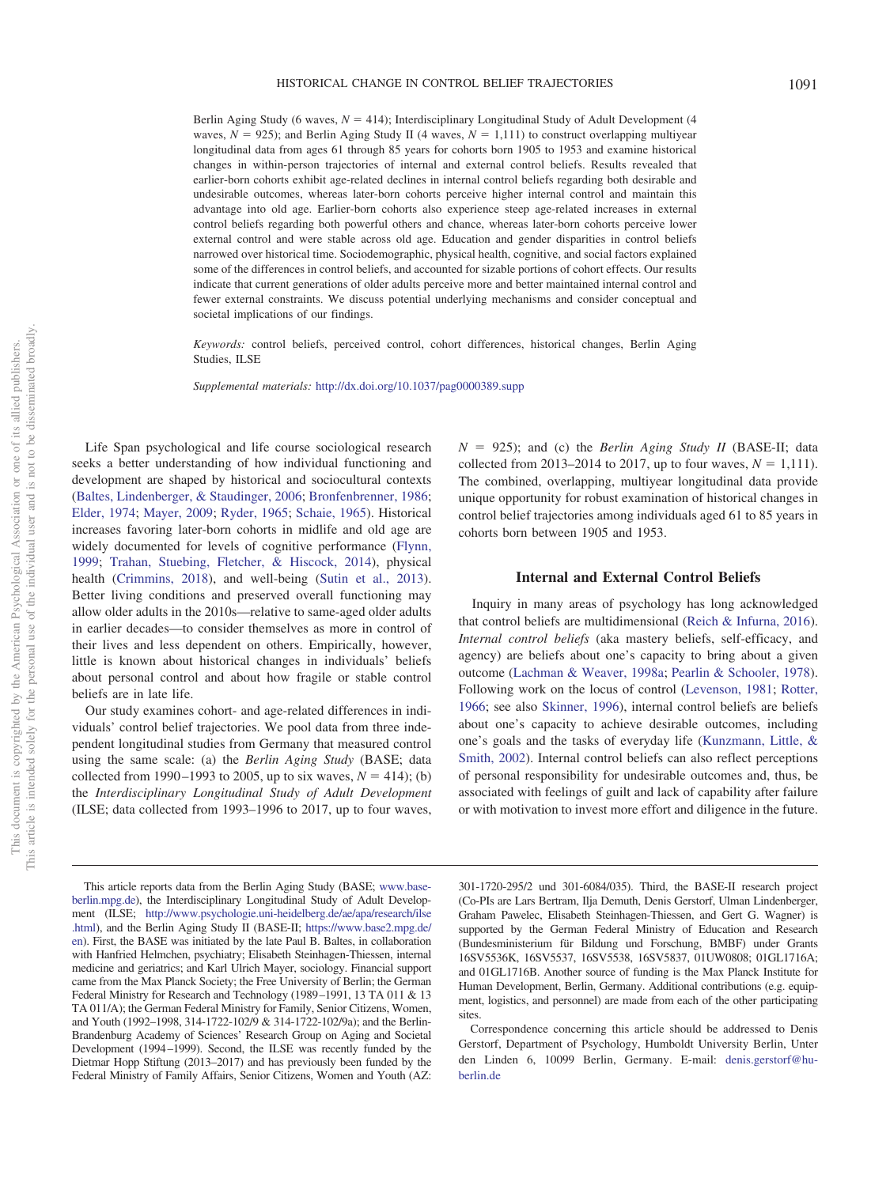Berlin Aging Study (6 waves, $N = 414$); Interdisciplinary Longitudinal Study of Adult Development (4 waves, $N = 925$); and Berlin Aging Study II (4 waves, $N = 1{,}111$) to construct overlapping multiyear longitudinal data from ages 61 through 85 years for cohorts born 1905 to 1953 and examine historical changes in within-person trajectories of internal and external control beliefs. Results revealed that earlier-born cohorts exhibit age-related declines in internal control beliefs regarding both desirable and undesirable outcomes, whereas later-born cohorts perceive higher internal control and maintain this advantage into old age. Earlier-born cohorts also experience steep age-related increases in external control beliefs regarding both powerful others and chance, whereas later-born cohorts perceive lower external control and were stable across old age. Education and gender disparities in control beliefs narrowed over historical time. Sociodemographic, physical health, cognitive, and social factors explained some of the differences in control beliefs, and accounted for sizable portions of cohort effects. Our results indicate that current generations of older adults perceive more and better maintained internal control and fewer external constraints. We discuss potential underlying mechanisms and consider conceptual and societal implications of our findings.

*Keywords:* control beliefs, perceived control, cohort differences, historical changes, Berlin Aging Studies, ILSE

*Supplemental materials:* http://dx.doi.org/10.1037/pag0000389.supp

Life Span psychological and life course sociological research seeks a better understanding of how individual functioning and development are shaped by historical and sociocultural contexts (Baltes, Lindenberger, & Staudinger, 2006; Bronfenbrenner, 1986; Elder, 1974; Mayer, 2009; Ryder, 1965; Schaie, 1965). Historical increases favoring later-born cohorts in midlife and old age are widely documented for levels of cognitive performance (Flynn, 1999; Trahan, Stuebing, Fletcher, & Hiscock, 2014), physical health (Crimmins, 2018), and well-being (Sutin et al., 2013). Better living conditions and preserved overall functioning may allow older adults in the 2010s—relative to same-aged older adults in earlier decades—to consider themselves as more in control of their lives and less dependent on others. Empirically, however, little is known about historical changes in individuals' beliefs about personal control and about how fragile or stable control beliefs are in late life.

Our study examines cohort- and age-related differences in individuals' control belief trajectories. We pool data from three independent longitudinal studies from Germany that measured control using the same scale: (a) the *Berlin Aging Study* (BASE; data collected from 1990–1993 to 2005, up to six waves, $N = 414$); (b) the *Interdisciplinary Longitudinal Study of Adult Development* (ILSE; data collected from 1993–1996 to 2017, up to four waves, $N = 925$); and (c) the *Berlin Aging Study II* (BASE-II; data collected from 2013–2014 to 2017, up to four waves, $N = 1{,}111$). The combined, overlapping, multiyear longitudinal data provide unique opportunity for robust examination of historical changes in control belief trajectories among individuals aged 61 to 85 years in cohorts born between 1905 and 1953.

## Internal and External Control Beliefs

Inquiry in many areas of psychology has long acknowledged that control beliefs are multidimensional (Reich & Infurna, 2016). *Internal control beliefs* (aka mastery beliefs, self-efficacy, and agency) are beliefs about one's capacity to bring about a given outcome (Lachman & Weaver, 1998a; Pearlin & Schooler, 1978). Following work on the locus of control (Levenson, 1981; Rotter, 1966; see also Skinner, 1996), internal control beliefs are beliefs about one's capacity to achieve desirable outcomes, including one's goals and the tasks of everyday life (Kunzmann, Little, & Smith, 2002). Internal control beliefs can also reflect perceptions of personal responsibility for undesirable outcomes and, thus, be associated with feelings of guilt and lack of capability after failure or with motivation to invest more effort and diligence in the future.

---

This article reports data from the Berlin Aging Study (BASE; www.base-berlin.mpg.de), the Interdisciplinary Longitudinal Study of Adult Development (ILSE; http://www.psychologie.uni-heidelberg.de/ae/apa/research/ilse.html), and the Berlin Aging Study II (BASE-II; https://www.base2.mpg.de/en). First, the BASE was initiated by the late Paul B. Baltes, in collaboration with Hanfried Helmchen, psychiatry; Elisabeth Steinhagen-Thiessen, internal medicine and geriatrics; and Karl Ulrich Mayer, sociology. Financial support came from the Max Planck Society; the Free University of Berlin; the German Federal Ministry for Research and Technology (1989–1991, 13 TA 011 & 13 TA 011/A); the German Federal Ministry for Family, Senior Citizens, Women, and Youth (1992–1998, 314-1722-102/9 & 314-1722-102/9a); and the Berlin-Brandenburg Academy of Sciences' Research Group on Aging and Societal Development (1994–1999). Second, the ILSE was recently funded by the Dietmar Hopp Stiftung (2013–2017) and has previously been funded by the Federal Ministry of Family Affairs, Senior Citizens, Women and Youth (AZ: 301-1720-295/2 und 301-6084/035). Third, the BASE-II research project (Co-PIs are Lars Bertram, Ilja Demuth, Denis Gerstorf, Ulman Lindenberger, Graham Pawelec, Elisabeth Steinhagen-Thiessen, and Gert G. Wagner) is supported by the German Federal Ministry of Education and Research (Bundesministerium für Bildung und Forschung, BMBF) under Grants 16SV5536K, 16SV5537, 16SV5538, 16SV5837, 01UW0808; 01GL1716A; and 01GL1716B. Another source of funding is the Max Planck Institute for Human Development, Berlin, Germany. Additional contributions (e.g. equipment, logistics, and personnel) are made from each of the other participating sites.

Correspondence concerning this article should be addressed to Denis Gerstorf, Department of Psychology, Humboldt University Berlin, Unter den Linden 6, 10099 Berlin, Germany. E-mail: denis.gerstorf@hu-berlin.de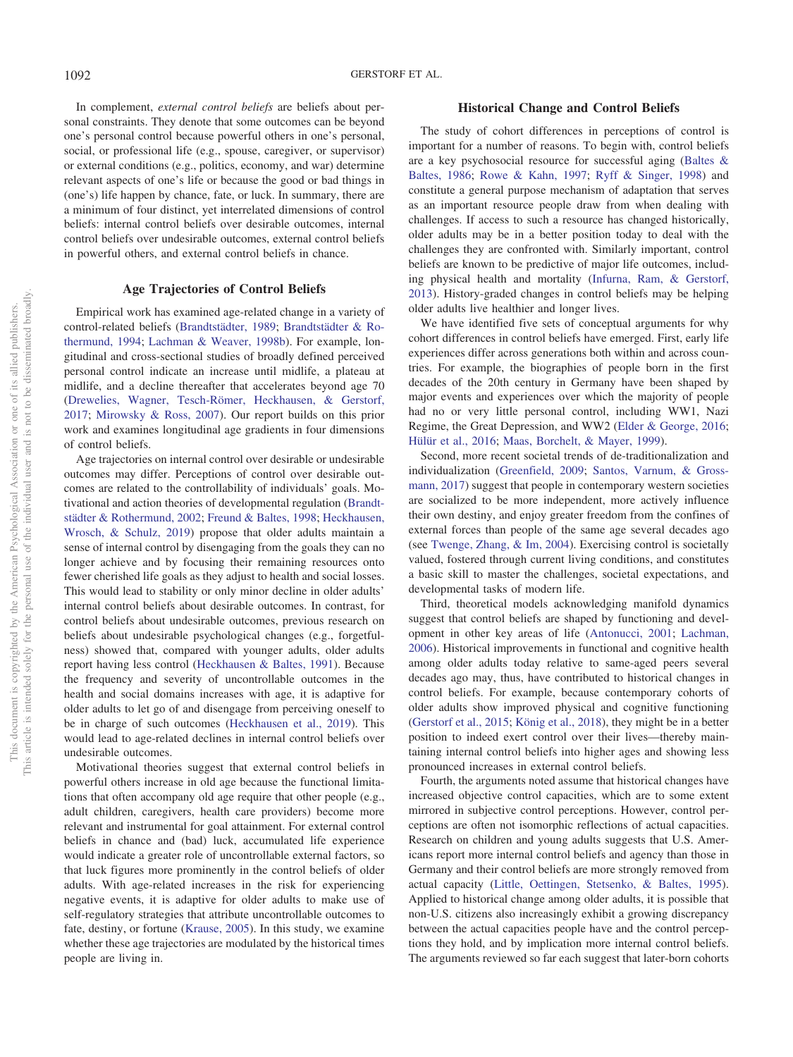In complement, *external control beliefs* are beliefs about personal constraints. They denote that some outcomes can be beyond one's personal control because powerful others in one's personal, social, or professional life (e.g., spouse, caregiver, or supervisor) or external conditions (e.g., politics, economy, and war) determine relevant aspects of one's life or because the good or bad things in (one's) life happen by chance, fate, or luck. In summary, there are a minimum of four distinct, yet interrelated dimensions of control beliefs: internal control beliefs over desirable outcomes, internal control beliefs over undesirable outcomes, external control beliefs in powerful others, and external control beliefs in chance.

## Age Trajectories of Control Beliefs

Empirical work has examined age-related change in a variety of control-related beliefs (Brandtstädter, 1989; Brandtstädter & Rothermund, 1994; Lachman & Weaver, 1998b). For example, longitudinal and cross-sectional studies of broadly defined perceived personal control indicate an increase until midlife, a plateau at midlife, and a decline thereafter that accelerates beyond age 70 (Drewelies, Wagner, Tesch-Römer, Heckhausen, & Gerstorf, 2017; Mirowsky & Ross, 2007). Our report builds on this prior work and examines longitudinal age gradients in four dimensions of control beliefs.

Age trajectories on internal control over desirable or undesirable outcomes may differ. Perceptions of control over desirable outcomes are related to the controllability of individuals' goals. Motivational and action theories of developmental regulation (Brandtstädter & Rothermund, 2002; Freund & Baltes, 1998; Heckhausen, Wrosch, & Schulz, 2019) propose that older adults maintain a sense of internal control by disengaging from the goals they can no longer achieve and by focusing their remaining resources onto fewer cherished life goals as they adjust to health and social losses. This would lead to stability or only minor decline in older adults' internal control beliefs about desirable outcomes. In contrast, for control beliefs about undesirable outcomes, previous research on beliefs about undesirable psychological changes (e.g., forgetfulness) showed that, compared with younger adults, older adults report having less control (Heckhausen & Baltes, 1991). Because the frequency and severity of uncontrollable outcomes in the health and social domains increases with age, it is adaptive for older adults to let go of and disengage from perceiving oneself to be in charge of such outcomes (Heckhausen et al., 2019). This would lead to age-related declines in internal control beliefs over undesirable outcomes.

Motivational theories suggest that external control beliefs in powerful others increase in old age because the functional limitations that often accompany old age require that other people (e.g., adult children, caregivers, health care providers) become more relevant and instrumental for goal attainment. For external control beliefs in chance and (bad) luck, accumulated life experience would indicate a greater role of uncontrollable external factors, so that luck figures more prominently in the control beliefs of older adults. With age-related increases in the risk for experiencing negative events, it is adaptive for older adults to make use of self-regulatory strategies that attribute uncontrollable outcomes to fate, destiny, or fortune (Krause, 2005). In this study, we examine whether these age trajectories are modulated by the historical times people are living in.

## Historical Change and Control Beliefs

The study of cohort differences in perceptions of control is important for a number of reasons. To begin with, control beliefs are a key psychosocial resource for successful aging (Baltes & Baltes, 1986; Rowe & Kahn, 1997; Ryff & Singer, 1998) and constitute a general purpose mechanism of adaptation that serves as an important resource people draw from when dealing with challenges. If access to such a resource has changed historically, older adults may be in a better position today to deal with the challenges they are confronted with. Similarly important, control beliefs are known to be predictive of major life outcomes, including physical health and mortality (Infurna, Ram, & Gerstorf, 2013). History-graded changes in control beliefs may be helping older adults live healthier and longer lives.

We have identified five sets of conceptual arguments for why cohort differences in control beliefs have emerged. First, early life experiences differ across generations both within and across countries. For example, the biographies of people born in the first decades of the 20th century in Germany have been shaped by major events and experiences over which the majority of people had no or very little personal control, including WW1, Nazi Regime, the Great Depression, and WW2 (Elder & George, 2016; Hülür et al., 2016; Maas, Borchelt, & Mayer, 1999).

Second, more recent societal trends of de-traditionalization and individualization (Greenfield, 2009; Santos, Varnum, & Grossmann, 2017) suggest that people in contemporary western societies are socialized to be more independent, more actively influence their own destiny, and enjoy greater freedom from the confines of external forces than people of the same age several decades ago (see Twenge, Zhang, & Im, 2004). Exercising control is societally valued, fostered through current living conditions, and constitutes a basic skill to master the challenges, societal expectations, and developmental tasks of modern life.

Third, theoretical models acknowledging manifold dynamics suggest that control beliefs are shaped by functioning and development in other key areas of life (Antonucci, 2001; Lachman, 2006). Historical improvements in functional and cognitive health among older adults today relative to same-aged peers several decades ago may, thus, have contributed to historical changes in control beliefs. For example, because contemporary cohorts of older adults show improved physical and cognitive functioning (Gerstorf et al., 2015; König et al., 2018), they might be in a better position to indeed exert control over their lives—thereby maintaining internal control beliefs into higher ages and showing less pronounced increases in external control beliefs.

Fourth, the arguments noted assume that historical changes have increased objective control capacities, which are to some extent mirrored in subjective control perceptions. However, control perceptions are often not isomorphic reflections of actual capacities. Research on children and young adults suggests that U.S. Americans report more internal control beliefs and agency than those in Germany and their control beliefs are more strongly removed from actual capacity (Little, Oettingen, Stetsenko, & Baltes, 1995). Applied to historical change among older adults, it is possible that non-U.S. citizens also increasingly exhibit a growing discrepancy between the actual capacities people have and the control perceptions they hold, and by implication more internal control beliefs. The arguments reviewed so far each suggest that later-born cohorts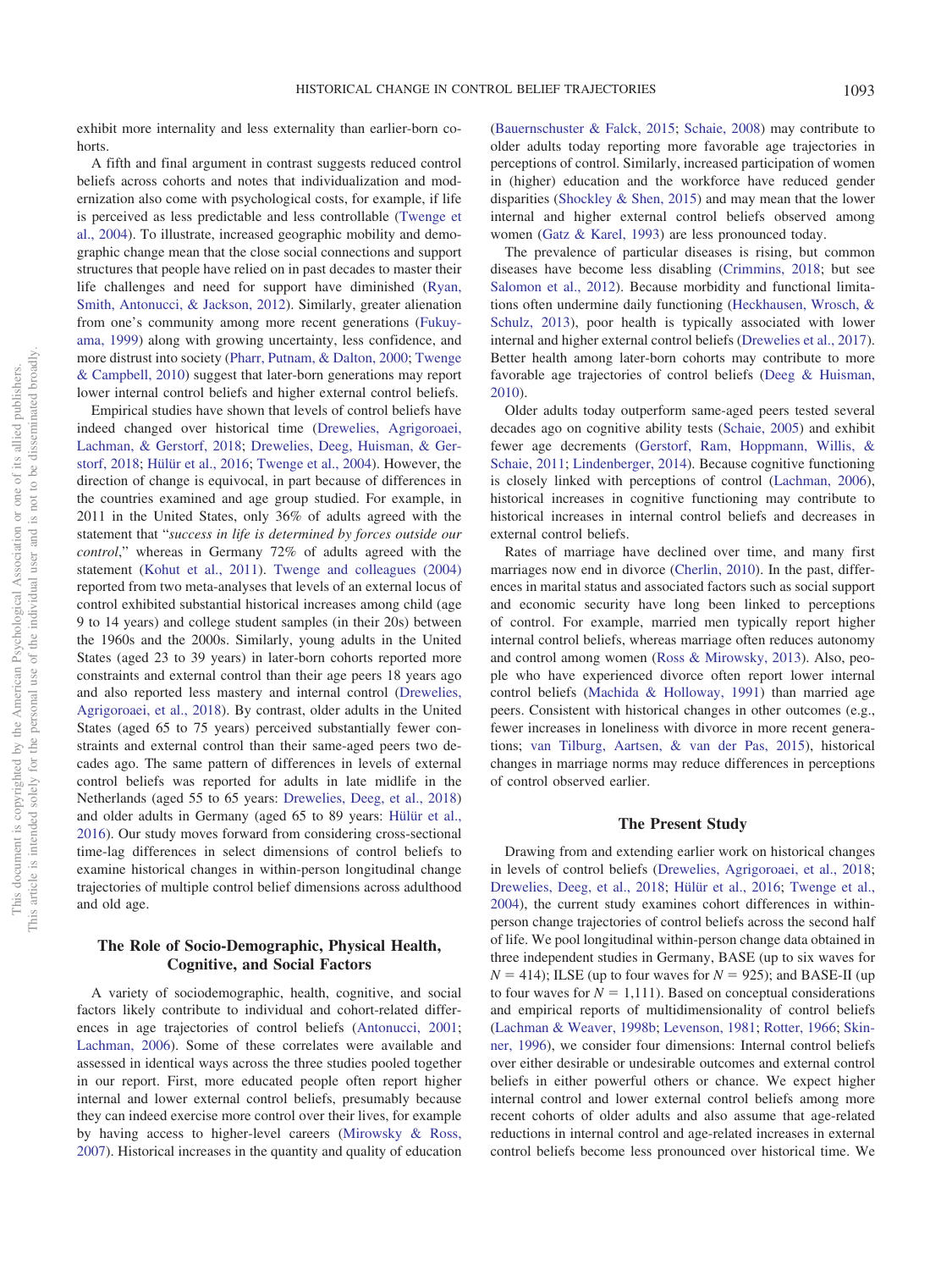exhibit more internality and less externality than earlier-born cohorts.

A fifth and final argument in contrast suggests reduced control beliefs across cohorts and notes that individualization and modernization also come with psychological costs, for example, if life is perceived as less predictable and less controllable (Twenge et al., 2004). To illustrate, increased geographic mobility and demographic change mean that the close social connections and support structures that people have relied on in past decades to master their life challenges and need for support have diminished (Ryan, Smith, Antonucci, & Jackson, 2012). Similarly, greater alienation from one's community among more recent generations (Fukuyama, 1999) along with growing uncertainty, less confidence, and more distrust into society (Pharr, Putnam, & Dalton, 2000; Twenge & Campbell, 2010) suggest that later-born generations may report lower internal control beliefs and higher external control beliefs.

Empirical studies have shown that levels of control beliefs have indeed changed over historical time (Drewelies, Agrigoroaei, Lachman, & Gerstorf, 2018; Drewelies, Deeg, Huisman, & Gerstorf, 2018; Hülür et al., 2016; Twenge et al., 2004). However, the direction of change is equivocal, in part because of differences in the countries examined and age group studied. For example, in 2011 in the United States, only 36% of adults agreed with the statement that "*success in life is determined by forces outside our control*," whereas in Germany 72% of adults agreed with the statement (Kohut et al., 2011). Twenge and colleagues (2004) reported from two meta-analyses that levels of an external locus of control exhibited substantial historical increases among child (age 9 to 14 years) and college student samples (in their 20s) between the 1960s and the 2000s. Similarly, young adults in the United States (aged 23 to 39 years) in later-born cohorts reported more constraints and external control than their age peers 18 years ago and also reported less mastery and internal control (Drewelies, Agrigoroaei, et al., 2018). By contrast, older adults in the United States (aged 65 to 75 years) perceived substantially fewer constraints and external control than their same-aged peers two decades ago. The same pattern of differences in levels of external control beliefs was reported for adults in late midlife in the Netherlands (aged 55 to 65 years: Drewelies, Deeg, et al., 2018) and older adults in Germany (aged 65 to 89 years: Hülür et al., 2016). Our study moves forward from considering cross-sectional time-lag differences in select dimensions of control beliefs to examine historical changes in within-person longitudinal change trajectories of multiple control belief dimensions across adulthood and old age.

## The Role of Socio-Demographic, Physical Health, Cognitive, and Social Factors

A variety of sociodemographic, health, cognitive, and social factors likely contribute to individual and cohort-related differences in age trajectories of control beliefs (Antonucci, 2001; Lachman, 2006). Some of these correlates were available and assessed in identical ways across the three studies pooled together in our report. First, more educated people often report higher internal and lower external control beliefs, presumably because they can indeed exercise more control over their lives, for example by having access to higher-level careers (Mirowsky & Ross, 2007). Historical increases in the quantity and quality of education (Bauernschuster & Falck, 2015; Schaie, 2008) may contribute to older adults today reporting more favorable age trajectories in perceptions of control. Similarly, increased participation of women in (higher) education and the workforce have reduced gender disparities (Shockley & Shen, 2015) and may mean that the lower internal and higher external control beliefs observed among women (Gatz & Karel, 1993) are less pronounced today.

The prevalence of particular diseases is rising, but common diseases have become less disabling (Crimmins, 2018; but see Salomon et al., 2012). Because morbidity and functional limitations often undermine daily functioning (Heckhausen, Wrosch, & Schulz, 2013), poor health is typically associated with lower internal and higher external control beliefs (Drewelies et al., 2017). Better health among later-born cohorts may contribute to more favorable age trajectories of control beliefs (Deeg & Huisman, 2010).

Older adults today outperform same-aged peers tested several decades ago on cognitive ability tests (Schaie, 2005) and exhibit fewer age decrements (Gerstorf, Ram, Hoppmann, Willis, & Schaie, 2011; Lindenberger, 2014). Because cognitive functioning is closely linked with perceptions of control (Lachman, 2006), historical increases in cognitive functioning may contribute to historical increases in internal control beliefs and decreases in external control beliefs.

Rates of marriage have declined over time, and many first marriages now end in divorce (Cherlin, 2010). In the past, differences in marital status and associated factors such as social support and economic security have long been linked to perceptions of control. For example, married men typically report higher internal control beliefs, whereas marriage often reduces autonomy and control among women (Ross & Mirowsky, 2013). Also, people who have experienced divorce often report lower internal control beliefs (Machida & Holloway, 1991) than married age peers. Consistent with historical changes in other outcomes (e.g., fewer increases in loneliness with divorce in more recent generations; van Tilburg, Aartsen, & van der Pas, 2015), historical changes in marriage norms may reduce differences in perceptions of control observed earlier.

## The Present Study

Drawing from and extending earlier work on historical changes in levels of control beliefs (Drewelies, Agrigoroaei, et al., 2018; Drewelies, Deeg, et al., 2018; Hülür et al., 2016; Twenge et al., 2004), the current study examines cohort differences in within-person change trajectories of control beliefs across the second half of life. We pool longitudinal within-person change data obtained in three independent studies in Germany, BASE (up to six waves for $N = 414$); ILSE (up to four waves for $N = 925$); and BASE-II (up to four waves for $N = 1{,}111$). Based on conceptual considerations and empirical reports of multidimensionality of control beliefs (Lachman & Weaver, 1998b; Levenson, 1981; Rotter, 1966; Skinner, 1996), we consider four dimensions: Internal control beliefs over either desirable or undesirable outcomes and external control beliefs in either powerful others or chance. We expect higher internal control and lower external control beliefs among more recent cohorts of older adults and also assume that age-related reductions in internal control and age-related increases in external control beliefs become less pronounced over historical time. We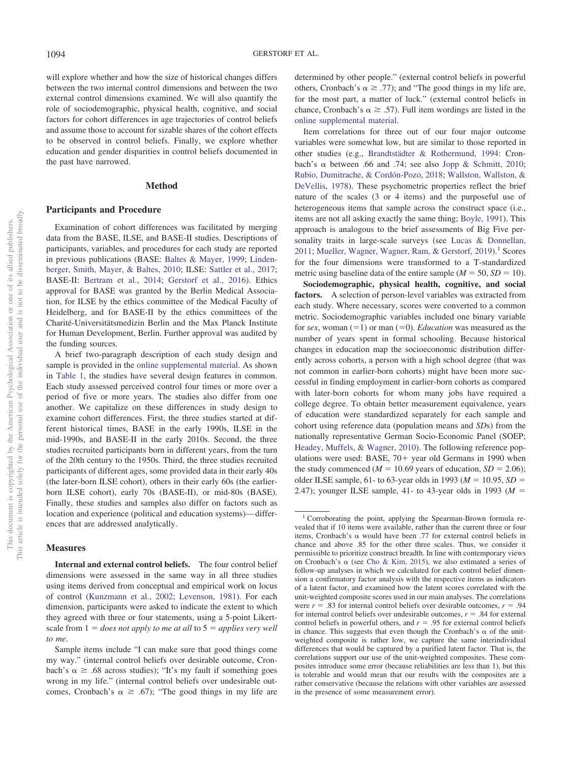will explore whether and how the size of historical changes differs between the two internal control dimensions and between the two external control dimensions examined. We will also quantify the role of sociodemographic, physical health, cognitive, and social factors for cohort differences in age trajectories of control beliefs and assume those to account for sizable shares of the cohort effects to be observed in control beliefs. Finally, we explore whether education and gender disparities in control beliefs documented in the past have narrowed.

## Method

### Participants and Procedure

Examination of cohort differences was facilitated by merging data from the BASE, ILSE, and BASE-II studies. Descriptions of participants, variables, and procedures for each study are reported in previous publications (BASE: Baltes & Mayer, 1999; Lindenberger, Smith, Mayer, & Baltes, 2010; ILSE: Sattler et al., 2017; BASE-II: Bertram et al., 2014; Gerstorf et al., 2016). Ethics approval for BASE was granted by the Berlin Medical Association, for ILSE by the ethics committee of the Medical Faculty of Heidelberg, and for BASE-II by the ethics committees of the Charité-Universitätsmedizin Berlin and the Max Planck Institute for Human Development, Berlin. Further approval was audited by the funding sources.

A brief two-paragraph description of each study design and sample is provided in the online supplemental material. As shown in Table 1, the studies have several design features in common. Each study assessed perceived control four times or more over a period of five or more years. The studies also differ from one another. We capitalize on these differences in study design to examine cohort differences. First, the three studies started at different historical times, BASE in the early 1990s, ILSE in the mid-1990s, and BASE-II in the early 2010s. Second, the three studies recruited participants born in different years, from the turn of the 20th century to the 1950s. Third, the three studies recruited participants of different ages, some provided data in their early 40s (the later-born ILSE cohort), others in their early 60s (the earlier-born ILSE cohort), early 70s (BASE-II), or mid-80s (BASE). Finally, these studies and samples also differ on factors such as location and experience (political and education systems)—differences that are addressed analytically.

### Measures

**Internal and external control beliefs.** The four control belief dimensions were assessed in the same way in all three studies using items derived from conceptual and empirical work on locus of control (Kunzmann et al., 2002; Levenson, 1981). For each dimension, participants were asked to indicate the extent to which they agreed with three or four statements, using a 5-point Likert-scale from 1 = *does not apply to me at all* to 5 = *applies very well to me*.

Sample items include "I can make sure that good things come my way." (internal control beliefs over desirable outcome, Cronbach's $\alpha \geq .68$ across studies); "It's my fault if something goes wrong in my life." (internal control beliefs over undesirable outcomes, Cronbach's $\alpha \geq .67$); "The good things in my life are determined by other people." (external control beliefs in powerful others, Cronbach's $\alpha \geq .77$); and "The good things in my life are, for the most part, a matter of luck." (external control beliefs in chance, Cronbach's $\alpha \geq .57$). Full item wordings are listed in the online supplemental material.

Item correlations for three out of our four major outcome variables were somewhat low, but are similar to those reported in other studies (e.g., Brandtstädter & Rothermund, 1994: Cronbach's $\alpha$ between .66 and .74; see also Jopp & Schmitt, 2010; Rubio, Dumitrache, & Cordón-Pozo, 2018; Wallston, Wallston, & DeVellis, 1978). These psychometric properties reflect the brief nature of the scales (3 or 4 items) and the purposeful use of heterogeneous items that sample across the construct space (i.e., items are not all asking exactly the same thing; Boyle, 1991). This approach is analogous to the brief assessments of Big Five personality traits in large-scale surveys (see Lucas & Donnellan, 2011; Mueller, Wagner, Wagner, Ram, & Gerstorf, 2019).[1] Scores for the four dimensions were transformed to a T-standardized metric using baseline data of the entire sample ($M = 50$, $SD = 10$).

**Sociodemographic, physical health, cognitive, and social factors.** A selection of person-level variables was extracted from each study. Where necessary, scores were converted to a common metric. Sociodemographic variables included one binary variable for *sex*, woman (=1) or man (=0). *Education* was measured as the number of years spent in formal schooling. Because historical changes in education map the socioeconomic distribution differently across cohorts, a person with a high school degree (that was not common in earlier-born cohorts) might have been more successful in finding employment in earlier-born cohorts as compared with later-born cohorts for whom many jobs have required a college degree. To obtain better measurement equivalence, years of education were standardized separately for each sample and cohort using reference data (population means and *SD*s) from the nationally representative German Socio-Economic Panel (SOEP; Headey, Muffels, & Wagner, 2010). The following reference populations were used: BASE, 70+ year old Germans in 1990 when the study commenced ($M = 10.69$ years of education, $SD = 2.06$); older ILSE sample, 61- to 63-year olds in 1993 ($M = 10.95$, $SD = 2.47$); younger ILSE sample, 41- to 43-year olds in 1993 ($M =$

[1] Corroborating the point, applying the Spearman-Brown formula revealed that if 10 items were available, rather than the current three or four items, Cronbach's $\alpha$ would have been .77 for external control beliefs in chance and above .85 for the other three scales. Thus, we consider it permissible to prioritize construct breadth. In line with contemporary views on Cronbach's $\alpha$ (see Cho & Kim, 2015), we also estimated a series of follow-up analyses in which we calculated for each control belief dimension a confirmatory factor analysis with the respective items as indicators of a latent factor, and examined how the latent scores correlated with the unit-weighted composite scores used in our main analyses. The correlations were $r = .83$ for internal control beliefs over desirable outcomes, $r = .94$ for internal control beliefs over undesirable outcomes, $r = .84$ for external control beliefs in powerful others, and $r = .95$ for external control beliefs in chance. This suggests that even though the Cronbach's $\alpha$ of the unit-weighted composite is rather low, we capture the same interindividual differences that would be captured by a purified latent factor. That is, the correlations support our use of the unit-weighted composites. These composites introduce some error (because reliabilities are less than 1), but this is tolerable and would mean that our results with the composites are a rather conservative (because the relations with other variables are assessed in the presence of some measurement error).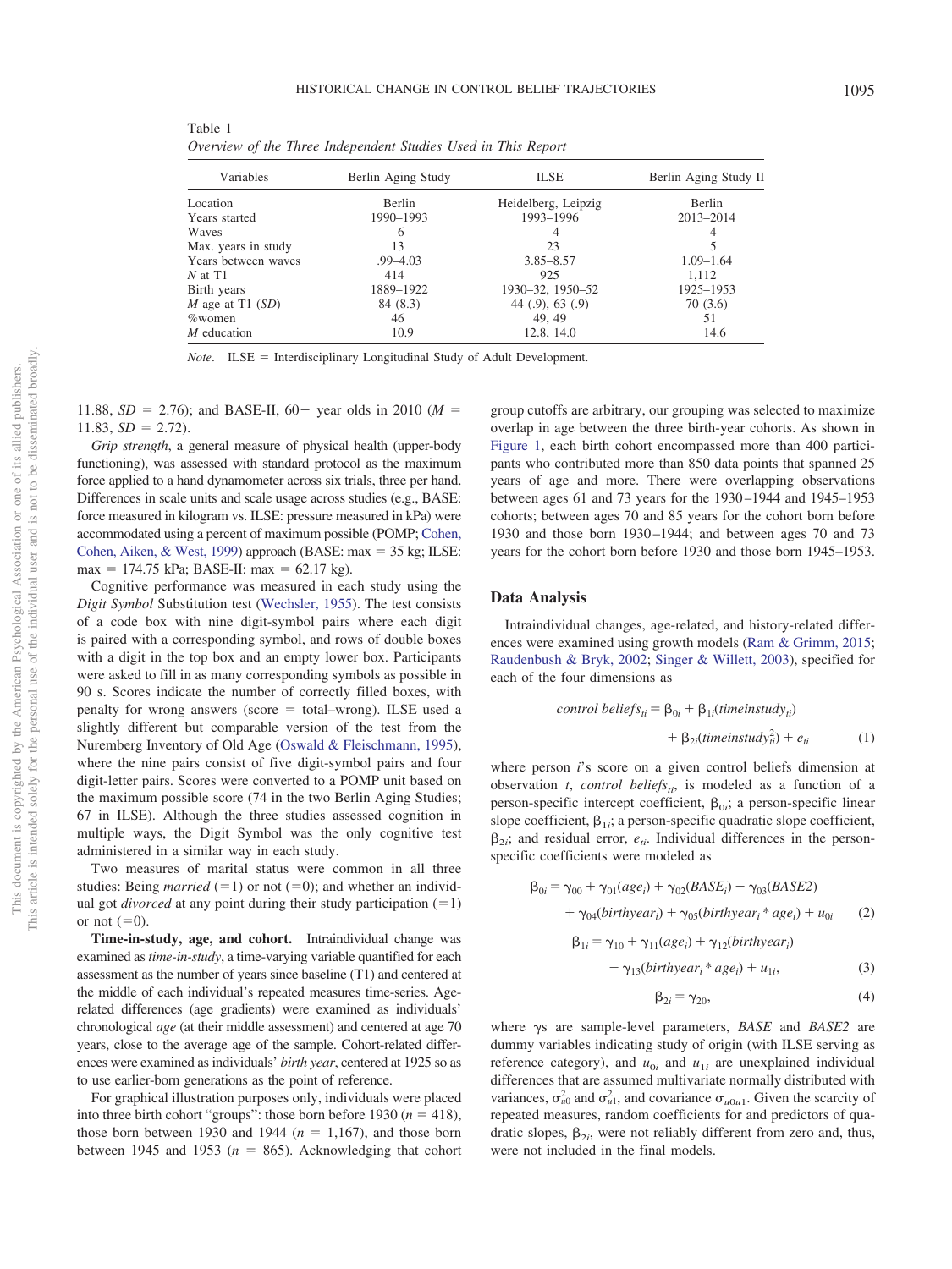Table 1
*Overview of the Three Independent Studies Used in This Report*

| Variables | Berlin Aging Study | ILSE | Berlin Aging Study II |
|---|---|---|---|
| Location | Berlin | Heidelberg, Leipzig | Berlin |
| Years started | 1990–1993 | 1993–1996 | 2013–2014 |
| Waves | 6 | 4 | 4 |
| Max. years in study | 13 | 23 | 5 |
| Years between waves | .99–4.03 | 3.85–8.57 | 1.09–1.64 |
| *N* at T1 | 414 | 925 | 1,112 |
| Birth years | 1889–1922 | 1930–32, 1950–52 | 1925–1953 |
| *M* age at T1 (*SD*) | 84 (8.3) | 44 (.9), 63 (.9) | 70 (3.6) |
| %women | 46 | 49, 49 | 51 |
| *M* education | 10.9 | 12.8, 14.0 | 14.6 |

*Note*. ILSE = Interdisciplinary Longitudinal Study of Adult Development.

11.88, $SD = 2.76$); and BASE-II, 60+ year olds in 2010 ($M = 11.83$, $SD = 2.72$).

*Grip strength*, a general measure of physical health (upper-body functioning), was assessed with standard protocol as the maximum force applied to a hand dynamometer across six trials, three per hand. Differences in scale units and scale usage across studies (e.g., BASE: force measured in kilogram vs. ILSE: pressure measured in kPa) were accommodated using a percent of maximum possible (POMP; Cohen, Cohen, Aiken, & West, 1999) approach (BASE: max = 35 kg; ILSE: max = 174.75 kPa; BASE-II: max = 62.17 kg).

Cognitive performance was measured in each study using the *Digit Symbol* Substitution test (Wechsler, 1955). The test consists of a code box with nine digit-symbol pairs where each digit is paired with a corresponding symbol, and rows of double boxes with a digit in the top box and an empty lower box. Participants were asked to fill in as many corresponding symbols as possible in 90 s. Scores indicate the number of correctly filled boxes, with penalty for wrong answers (score = total–wrong). ILSE used a slightly different but comparable version of the test from the Nuremberg Inventory of Old Age (Oswald & Fleischmann, 1995), where the nine pairs consist of five digit-symbol pairs and four digit-letter pairs. Scores were converted to a POMP unit based on the maximum possible score (74 in the two Berlin Aging Studies; 67 in ILSE). Although the three studies assessed cognition in multiple ways, the Digit Symbol was the only cognitive test administered in a similar way in each study.

Two measures of marital status were common in all three studies: Being *married* (=1) or not (=0); and whether an individual got *divorced* at any point during their study participation (=1) or not (=0).

**Time-in-study, age, and cohort.** Intraindividual change was examined as *time-in-study*, a time-varying variable quantified for each assessment as the number of years since baseline (T1) and centered at the middle of each individual's repeated measures time-series. Age-related differences (age gradients) were examined as individuals' chronological *age* (at their middle assessment) and centered at age 70 years, close to the average age of the sample. Cohort-related differences were examined as individuals' *birth year*, centered at 1925 so as to use earlier-born generations as the point of reference.

For graphical illustration purposes only, individuals were placed into three birth cohort "groups": those born before 1930 ($n = 418$), those born between 1930 and 1944 ($n = 1,167$), and those born between 1945 and 1953 ($n = 865$). Acknowledging that cohort group cutoffs are arbitrary, our grouping was selected to maximize overlap in age between the three birth-year cohorts. As shown in Figure 1, each birth cohort encompassed more than 400 participants who contributed more than 850 data points that spanned 25 years of age and more. There were overlapping observations between ages 61 and 73 years for the 1930–1944 and 1945–1953 cohorts; between ages 70 and 85 years for the cohort born before 1930 and those born 1930–1944; and between ages 70 and 73 years for the cohort born before 1930 and those born 1945–1953.

## Data Analysis

Intraindividual changes, age-related, and history-related differences were examined using growth models (Ram & Grimm, 2015; Raudenbush & Bryk, 2002; Singer & Willett, 2003), specified for each of the four dimensions as

$$control\ beliefs_{ti} = \beta_{0i} + \beta_{1i}(timeinstudy_{ti}) + \beta_{2i}(timeinstudy_{ti}^2) + e_{ti} \tag{1}$$

where person $i$'s score on a given control beliefs dimension at observation $t$, $control\ beliefs_{ti}$, is modeled as a function of a person-specific intercept coefficient, $\beta_{0i}$; a person-specific linear slope coefficient, $\beta_{1i}$; a person-specific quadratic slope coefficient, $\beta_{2i}$; and residual error, $e_{ti}$. Individual differences in the person-specific coefficients were modeled as

$$\beta_{0i} = \gamma_{00} + \gamma_{01}(age_i) + \gamma_{02}(BASE_i) + \gamma_{03}(BASE2) + \gamma_{04}(birthyear_i) + \gamma_{05}(birthyear_i * age_i) + u_{0i} \tag{2}$$

$$\beta_{1i} = \gamma_{10} + \gamma_{11}(age_i) + \gamma_{12}(birthyear_i) + \gamma_{13}(birthyear_i * age_i) + u_{1i}, \tag{3}$$

$$\beta_{2i} = \gamma_{20}, \tag{4}$$

where γs are sample-level parameters, *BASE* and *BASE2* are dummy variables indicating study of origin (with ILSE serving as reference category), and $u_{0i}$ and $u_{1i}$ are unexplained individual differences that are assumed multivariate normally distributed with variances, $\sigma^2_{u0}$ and $\sigma^2_{u1}$, and covariance $\sigma_{u0u1}$. Given the scarcity of repeated measures, random coefficients for and predictors of quadratic slopes, $\beta_{2i}$, were not reliably different from zero and, thus, were not included in the final models.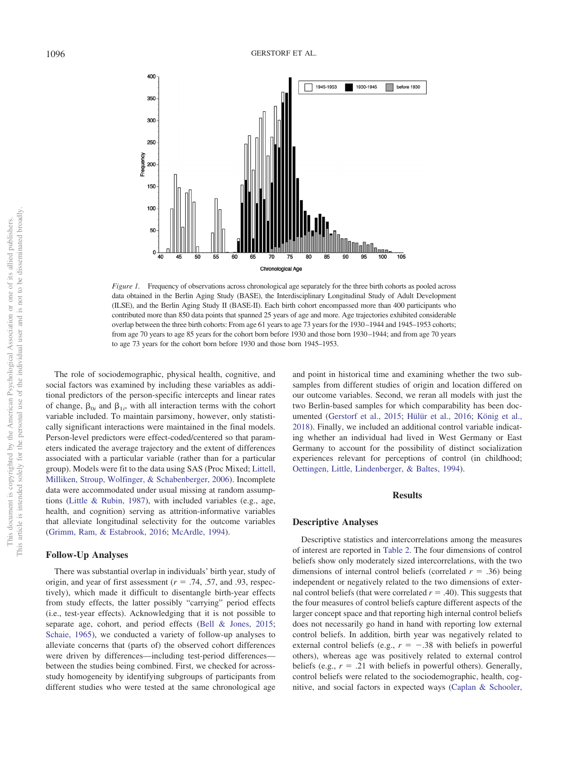*Figure 1.* Frequency of observations across chronological age separately for the three birth cohorts as pooled across data obtained in the Berlin Aging Study (BASE), the Interdisciplinary Longitudinal Study of Adult Development (ILSE), and the Berlin Aging Study II (BASE-II). Each birth cohort encompassed more than 400 participants who contributed more than 850 data points that spanned 25 years of age and more. Age trajectories exhibited considerable overlap between the three birth cohorts: From age 61 years to age 73 years for the 1930–1944 and 1945–1953 cohorts; from age 70 years to age 85 years for the cohort born before 1930 and those born 1930–1944; and from age 70 years to age 73 years for the cohort born before 1930 and those born 1945–1953.

The role of sociodemographic, physical health, cognitive, and social factors was examined by including these variables as additional predictors of the person-specific intercepts and linear rates of change, $\beta_{0i}$ and $\beta_{1i}$, with all interaction terms with the cohort variable included. To maintain parsimony, however, only statistically significant interactions were maintained in the final models. Person-level predictors were effect-coded/centered so that parameters indicated the average trajectory and the extent of differences associated with a particular variable (rather than for a particular group). Models were fit to the data using SAS (Proc Mixed; Littell, Milliken, Stroup, Wolfinger, & Schabenberger, 2006). Incomplete data were accommodated under usual missing at random assumptions (Little & Rubin, 1987), with included variables (e.g., age, health, and cognition) serving as attrition-informative variables that alleviate longitudinal selectivity for the outcome variables (Grimm, Ram, & Estabrook, 2016; McArdle, 1994).

### Follow-Up Analyses

There was substantial overlap in individuals' birth year, study of origin, and year of first assessment ($r$ = .74, .57, and .93, respectively), which made it difficult to disentangle birth-year effects from study effects, the latter possibly "carrying" period effects (i.e., test-year effects). Acknowledging that it is not possible to separate age, cohort, and period effects (Bell & Jones, 2015; Schaie, 1965), we conducted a variety of follow-up analyses to alleviate concerns that (parts of) the observed cohort differences were driven by differences—including test-period differences—between the studies being combined. First, we checked for across-study homogeneity by identifying subgroups of participants from different studies who were tested at the same chronological age and point in historical time and examining whether the two subsamples from different studies of origin and location differed on our outcome variables. Second, we reran all models with just the two Berlin-based samples for which comparability has been documented (Gerstorf et al., 2015; Hülür et al., 2016; König et al., 2018). Finally, we included an additional control variable indicating whether an individual had lived in West Germany or East Germany to account for the possibility of distinct socialization experiences relevant for perceptions of control (in childhood; Oettingen, Little, Lindenberger, & Baltes, 1994).

## Results

### Descriptive Analyses

Descriptive statistics and intercorrelations among the measures of interest are reported in Table 2. The four dimensions of control beliefs show only moderately sized intercorrelations, with the two dimensions of internal control beliefs (correlated $r$ = .36) being independent or negatively related to the two dimensions of external control beliefs (that were correlated $r$ = .40). This suggests that the four measures of control beliefs capture different aspects of the larger concept space and that reporting high internal control beliefs does not necessarily go hand in hand with reporting low external control beliefs. In addition, birth year was negatively related to external control beliefs (e.g., $r$ = −.38 with beliefs in powerful others), whereas age was positively related to external control beliefs (e.g., $r$ = .21 with beliefs in powerful others). Generally, control beliefs were related to the sociodemographic, health, cognitive, and social factors in expected ways (Caplan & Schooler,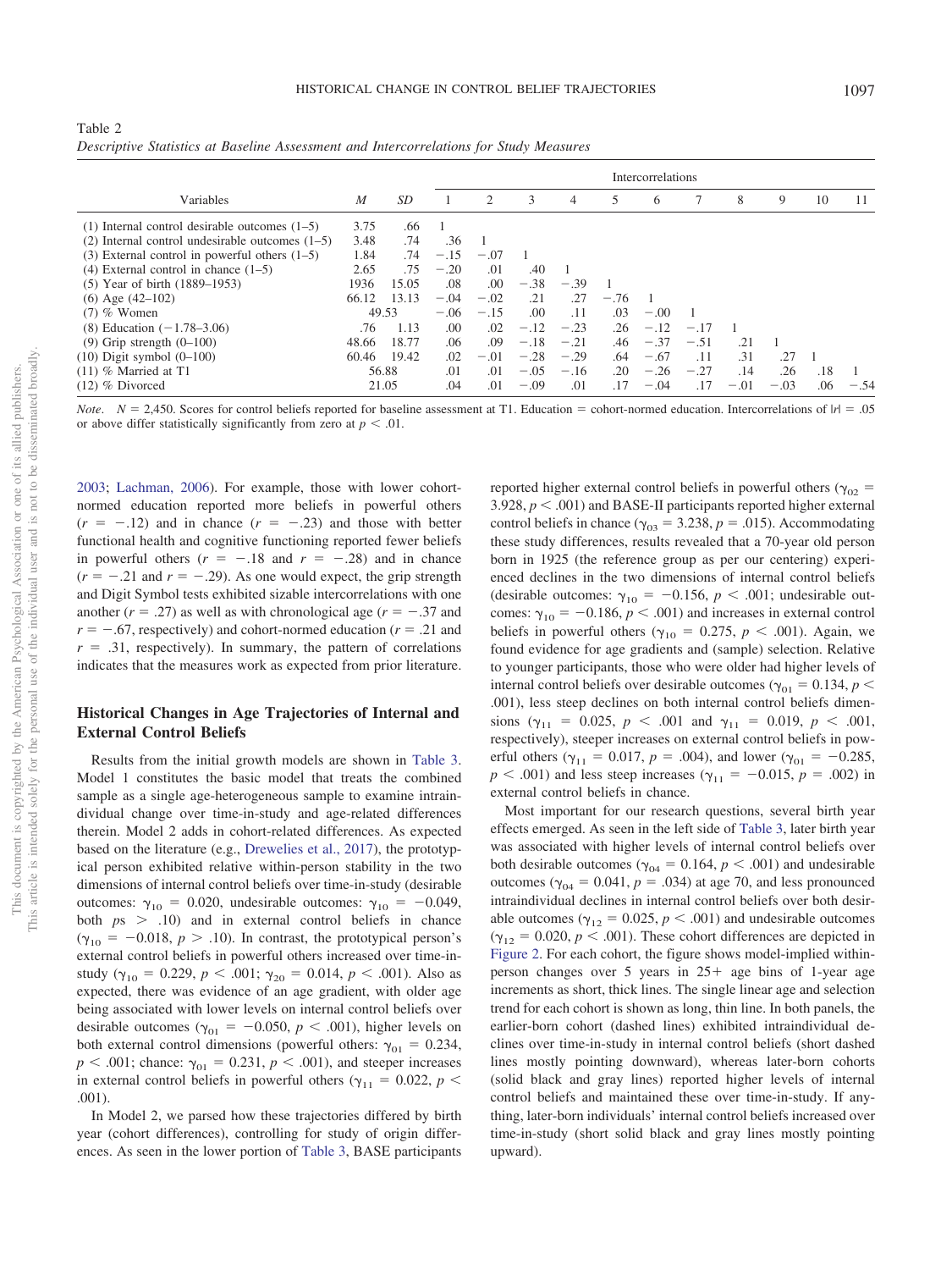Table 2
*Descriptive Statistics at Baseline Assessment and Intercorrelations for Study Measures*

| Variables | *M* | *SD* | 1 | 2 | 3 | 4 | 5 | 6 | 7 | 8 | 9 | 10 | 11 |
|---|---|---|---|---|---|---|---|---|---|---|---|---|---|
| | | | Intercorrelations | | | | | | | | | | |
| (1) Internal control desirable outcomes (1–5) | 3.75 | .66 | 1 | | | | | | | | | | |
| (2) Internal control undesirable outcomes (1–5) | 3.48 | .74 | .36 | 1 | | | | | | | | | |
| (3) External control in powerful others (1–5) | 1.84 | .74 | −.15 | −.07 | 1 | | | | | | | | |
| (4) External control in chance (1–5) | 2.65 | .75 | −.20 | .01 | .40 | 1 | | | | | | | |
| (5) Year of birth (1889–1953) | 1936 | 15.05 | .08 | .00 | −.38 | −.39 | 1 | | | | | | |
| (6) Age (42–102) | 66.12 | 13.13 | −.04 | −.02 | .21 | .27 | −.76 | 1 | | | | | |
| (7) % Women | 49.53 | | −.06 | −.15 | .00 | .11 | .03 | −.00 | 1 | | | | |
| (8) Education (−1.78–3.06) | .76 | 1.13 | .00 | .02 | −.12 | −.23 | .26 | −.12 | −.17 | 1 | | | |
| (9) Grip strength (0–100) | 48.66 | 18.77 | .06 | .09 | −.18 | −.21 | .46 | −.37 | −.51 | .21 | 1 | | |
| (10) Digit symbol (0–100) | 60.46 | 19.42 | .02 | −.01 | −.28 | −.29 | .64 | −.67 | .11 | .31 | .27 | 1 | |
| (11) % Married at T1 | 56.88 | | .01 | .01 | −.05 | −.16 | .20 | −.26 | −.27 | .14 | .26 | .18 | 1 |
| (12) % Divorced | 21.05 | | .04 | .01 | −.09 | .01 | .17 | −.04 | .17 | −.01 | −.03 | .06 | −.54 |

*Note*. $N$ = 2,450. Scores for control beliefs reported for baseline assessment at T1. Education = cohort-normed education. Intercorrelations of $|r|$ = .05 or above differ statistically significantly from zero at $p < .01$.

2003; Lachman, 2006). For example, those with lower cohort-normed education reported more beliefs in powerful others ($r$ = −.12) and in chance ($r$ = −.23) and those with better functional health and cognitive functioning reported fewer beliefs in powerful others ($r$ = −.18 and $r$ = −.28) and in chance ($r$ = −.21 and $r$ = −.29). As one would expect, the grip strength and Digit Symbol tests exhibited sizable intercorrelations with one another ($r$ = .27) as well as with chronological age ($r$ = −.37 and $r$ = −.67, respectively) and cohort-normed education ($r$ = .21 and $r$ = .31, respectively). In summary, the pattern of correlations indicates that the measures work as expected from prior literature.

## Historical Changes in Age Trajectories of Internal and External Control Beliefs

Results from the initial growth models are shown in Table 3. Model 1 constitutes the basic model that treats the combined sample as a single age-heterogeneous sample to examine intraindividual change over time-in-study and age-related differences therein. Model 2 adds in cohort-related differences. As expected based on the literature (e.g., Drewelies et al., 2017), the prototypical person exhibited relative within-person stability in the two dimensions of internal control beliefs over time-in-study (desirable outcomes: $\gamma_{10}$ = 0.020, undesirable outcomes: $\gamma_{10}$ = −0.049, both $ps$ > .10) and in external control beliefs in chance ($\gamma_{10}$ = −0.018, $p$ > .10). In contrast, the prototypical person's external control beliefs in powerful others increased over time-in-study ($\gamma_{10}$ = 0.229, $p$ < .001; $\gamma_{20}$ = 0.014, $p$ < .001). Also as expected, there was evidence of an age gradient, with older age being associated with lower levels on internal control beliefs over desirable outcomes ($\gamma_{01}$ = −0.050, $p$ < .001), higher levels on both external control dimensions (powerful others: $\gamma_{01}$ = 0.234, $p$ < .001; chance: $\gamma_{01}$ = 0.231, $p$ < .001), and steeper increases in external control beliefs in powerful others ($\gamma_{11}$ = 0.022, $p$ < .001).

In Model 2, we parsed how these trajectories differed by birth year (cohort differences), controlling for study of origin differences. As seen in the lower portion of Table 3, BASE participants reported higher external control beliefs in powerful others ($\gamma_{02}$ = 3.928, $p$ < .001) and BASE-II participants reported higher external control beliefs in chance ($\gamma_{03}$ = 3.238, $p$ = .015). Accommodating these study differences, results revealed that a 70-year old person born in 1925 (the reference group as per our centering) experienced declines in the two dimensions of internal control beliefs (desirable outcomes: $\gamma_{10}$ = −0.156, $p$ < .001; undesirable outcomes: $\gamma_{10}$ = −0.186, $p$ < .001) and increases in external control beliefs in powerful others ($\gamma_{10}$ = 0.275, $p$ < .001). Again, we found evidence for age gradients and (sample) selection. Relative to younger participants, those who were older had higher levels of internal control beliefs over desirable outcomes ($\gamma_{01}$ = 0.134, $p$ < .001), less steep declines on both internal control beliefs dimensions ($\gamma_{11}$ = 0.025, $p$ < .001 and $\gamma_{11}$ = 0.019, $p$ < .001, respectively), steeper increases on external control beliefs in powerful others ($\gamma_{11}$ = 0.017, $p$ = .004), and lower ($\gamma_{01}$ = −0.285, $p$ < .001) and less steep increases ($\gamma_{11}$ = −0.015, $p$ = .002) in external control beliefs in chance.

Most important for our research questions, several birth year effects emerged. As seen in the left side of Table 3, later birth year was associated with higher levels of internal control beliefs over both desirable outcomes ($\gamma_{04}$ = 0.164, $p$ < .001) and undesirable outcomes ($\gamma_{04}$ = 0.041, $p$ = .034) at age 70, and less pronounced intraindividual declines in internal control beliefs over both desirable outcomes ($\gamma_{12}$ = 0.025, $p$ < .001) and undesirable outcomes ($\gamma_{12}$ = 0.020, $p$ < .001). These cohort differences are depicted in Figure 2. For each cohort, the figure shows model-implied within-person changes over 5 years in 25+ age bins of 1-year age increments as short, thick lines. The single linear age and selection trend for each cohort is shown as long, thin line. In both panels, the earlier-born cohort (dashed lines) exhibited intraindividual declines over time-in-study in internal control beliefs (short dashed lines mostly pointing downward), whereas later-born cohorts (solid black and gray lines) reported higher levels of internal control beliefs and maintained these over time-in-study. If anything, later-born individuals' internal control beliefs increased over time-in-study (short solid black and gray lines mostly pointing upward).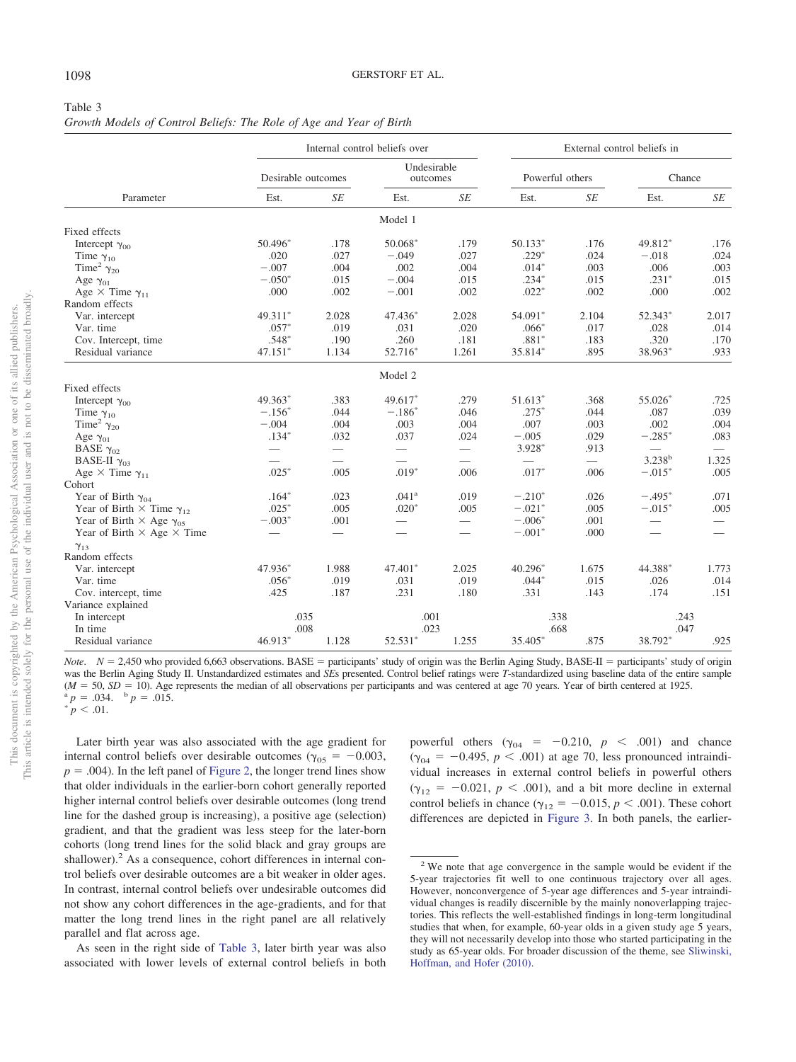Table 3
*Growth Models of Control Beliefs: The Role of Age and Year of Birth*

| Parameter | Internal control beliefs over | | | | External control beliefs in | | | |
|---|---|---|---|---|---|---|---|---|
| | Desirable outcomes | | Undesirable outcomes | | Powerful others | | Chance | |
| | Est. | *SE* | Est. | *SE* | Est. | *SE* | Est. | *SE* |
| | | | Model 1 | | | | | |
| Fixed effects | | | | | | | | |
| Intercept $\gamma_{00}$ | 50.496* | .178 | 50.068* | .179 | 50.133* | .176 | 49.812* | .176 |
| Time $\gamma_{10}$ | .020 | .027 | −.049 | .027 | .229* | .024 | −.018 | .024 |
| Time² $\gamma_{20}$ | −.007 | .004 | .002 | .004 | .014* | .003 | .006 | .003 |
| Age $\gamma_{01}$ | −.050* | .015 | −.004 | .015 | .234* | .015 | .231* | .015 |
| Age × Time $\gamma_{11}$ | .000 | .002 | −.001 | .002 | .022* | .002 | .000 | .002 |
| Random effects | | | | | | | | |
| Var. intercept | 49.311* | 2.028 | 47.436* | 2.028 | 54.091* | 2.104 | 52.343* | 2.017 |
| Var. time | .057* | .019 | .031 | .020 | .066* | .017 | .028 | .014 |
| Cov. Intercept, time | .548* | .190 | .260 | .181 | .881* | .183 | .320 | .170 |
| Residual variance | 47.151* | 1.134 | 52.716* | 1.261 | 35.814* | .895 | 38.963* | .933 |
| | | | Model 2 | | | | | |
| Fixed effects | | | | | | | | |
| Intercept $\gamma_{00}$ | 49.363* | .383 | 49.617* | .279 | 51.613* | .368 | 55.026* | .725 |
| Time $\gamma_{10}$ | −.156* | .044 | −.186* | .046 | .275* | .044 | .087 | .039 |
| Time² $\gamma_{20}$ | −.004 | .004 | .003 | .004 | .007 | .003 | .002 | .004 |
| Age $\gamma_{01}$ | .134* | .032 | .037 | .024 | −.005 | .029 | −.285* | .083 |
| BASE $\gamma_{02}$ | — | — | — | — | 3.928* | .913 | — | — |
| BASE-II $\gamma_{03}$ | — | — | — | — | — | — | 3.238[b] | 1.325 |
| Age × Time $\gamma_{11}$ | .025* | .005 | .019* | .006 | .017* | .006 | −.015* | .005 |
| Cohort | | | | | | | | |
| Year of Birth $\gamma_{04}$ | .164* | .023 | .041[a] | .019 | −.210* | .026 | −.495* | .071 |
| Year of Birth × Time $\gamma_{12}$ | .025* | .005 | .020* | .005 | −.021* | .005 | −.015* | .005 |
| Year of Birth × Age $\gamma_{05}$ | −.003* | .001 | — | — | −.006* | .001 | — | — |
| Year of Birth × Age × Time $\gamma_{13}$ | — | — | — | — | −.001* | .000 | — | — |
| Random effects | | | | | | | | |
| Var. intercept | 47.936* | 1.988 | 47.401* | 2.025 | 40.296* | 1.675 | 44.388* | 1.773 |
| Var. time | .056* | .019 | .031 | .019 | .044* | .015 | .026 | .014 |
| Cov. intercept, time | .425 | .187 | .231 | .180 | .331 | .143 | .174 | .151 |
| Variance explained | | | | | | | | |
| In intercept | .035 | | .001 | | .338 | | .243 | |
| In time | .008 | | .023 | | .668 | | .047 | |
| Residual variance | 46.913* | 1.128 | 52.531* | 1.255 | 35.405* | .875 | 38.792* | .925 |

*Note.* $N = 2{,}450$ who provided 6,663 observations. BASE = participants' study of origin was the Berlin Aging Study, BASE-II = participants' study of origin was the Berlin Aging Study II. Unstandardized estimates and *SE*s presented. Control belief ratings were *T*-standardized using baseline data of the entire sample ($M = 50$, $SD = 10$). Age represents the median of all observations per participants and was centered at age 70 years. Year of birth centered at 1925.
[a] $p = .034$. [b] $p = .015$.
* $p < .01$.

Later birth year was also associated with the age gradient for internal control beliefs over desirable outcomes ($\gamma_{05} = -0.003$, $p = .004$). In the left panel of Figure 2, the longer trend lines show that older individuals in the earlier-born cohort generally reported higher internal control beliefs over desirable outcomes (long trend line for the dashed group is increasing), a positive age (selection) gradient, and that the gradient was less steep for the later-born cohorts (long trend lines for the solid black and gray groups are shallower).[2] As a consequence, cohort differences in internal control beliefs over desirable outcomes are a bit weaker in older ages. In contrast, internal control beliefs over undesirable outcomes did not show any cohort differences in the age-gradients, and for that matter the long trend lines in the right panel are all relatively parallel and flat across age.

As seen in the right side of Table 3, later birth year was also associated with lower levels of external control beliefs in both powerful others ($\gamma_{04} = -0.210$, $p < .001$) and chance ($\gamma_{04} = -0.495$, $p < .001$) at age 70, less pronounced intraindividual increases in external control beliefs in powerful others ($\gamma_{12} = -0.021$, $p < .001$), and a bit more decline in external control beliefs in chance ($\gamma_{12} = -0.015$, $p < .001$). These cohort differences are depicted in Figure 3. In both panels, the earlier-

[2] We note that age convergence in the sample would be evident if the 5-year trajectories fit well to one continuous trajectory over all ages. However, nonconvergence of 5-year age differences and 5-year intraindividual changes is readily discernible by the mainly nonoverlapping trajectories. This reflects the well-established findings in long-term longitudinal studies that when, for example, 60-year olds in a given study age 5 years, they will not necessarily develop into those who started participating in the study as 65-year olds. For broader discussion of the theme, see Sliwinski, Hoffman, and Hofer (2010).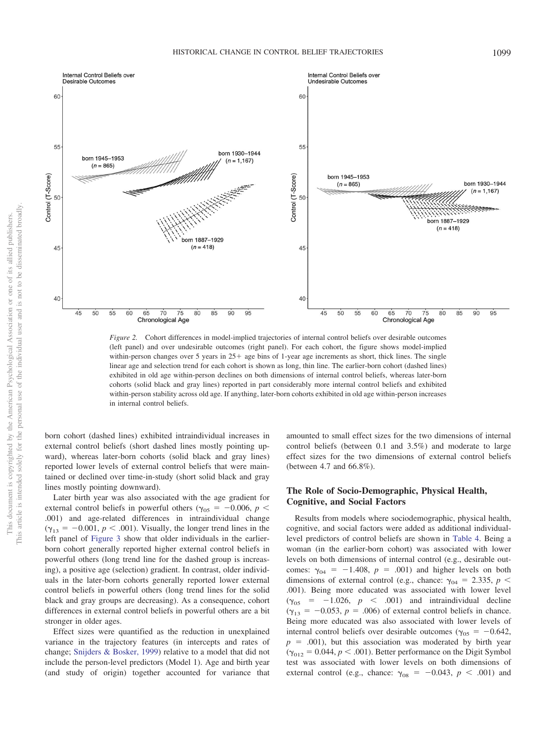*Figure 2.* Cohort differences in model-implied trajectories of internal control beliefs over desirable outcomes (left panel) and over undesirable outcomes (right panel). For each cohort, the figure shows model-implied within-person changes over 5 years in 25+ age bins of 1-year age increments as short, thick lines. The single linear age and selection trend for each cohort is shown as long, thin line. The earlier-born cohort (dashed lines) exhibited in old age within-person declines on both dimensions of internal control beliefs, whereas later-born cohorts (solid black and gray lines) reported in part considerably more internal control beliefs and exhibited within-person stability across old age. If anything, later-born cohorts exhibited in old age within-person increases in internal control beliefs.

born cohort (dashed lines) exhibited intraindividual increases in external control beliefs (short dashed lines mostly pointing upward), whereas later-born cohorts (solid black and gray lines) reported lower levels of external control beliefs that were maintained or declined over time-in-study (short solid black and gray lines mostly pointing downward).

Later birth year was also associated with the age gradient for external control beliefs in powerful others ($\gamma_{05} = -0.006$, $p < .001$) and age-related differences in intraindividual change ($\gamma_{13} = -0.001$, $p < .001$). Visually, the longer trend lines in the left panel of Figure 3 show that older individuals in the earlier-born cohort generally reported higher external control beliefs in powerful others (long trend line for the dashed group is increasing), a positive age (selection) gradient. In contrast, older individuals in the later-born cohorts generally reported lower external control beliefs in powerful others (long trend lines for the solid black and gray groups are decreasing). As a consequence, cohort differences in external control beliefs in powerful others are a bit stronger in older ages.

Effect sizes were quantified as the reduction in unexplained variance in the trajectory features (in intercepts and rates of change; Snijders & Bosker, 1999) relative to a model that did not include the person-level predictors (Model 1). Age and birth year (and study of origin) together accounted for variance that amounted to small effect sizes for the two dimensions of internal control beliefs (between 0.1 and 3.5%) and moderate to large effect sizes for the two dimensions of external control beliefs (between 4.7 and 66.8%).

## The Role of Socio-Demographic, Physical Health, Cognitive, and Social Factors

Results from models where sociodemographic, physical health, cognitive, and social factors were added as additional individual-level predictors of control beliefs are shown in Table 4. Being a woman (in the earlier-born cohort) was associated with lower levels on both dimensions of internal control (e.g., desirable outcomes: $\gamma_{04} = -1.408$, $p = .001$) and higher levels on both dimensions of external control (e.g., chance: $\gamma_{04} = 2.335$, $p < .001$). Being more educated was associated with lower level ($\gamma_{05} = -1.026$, $p < .001$) and intraindividual decline ($\gamma_{13} = -0.053$, $p = .006$) of external control beliefs in chance. Being more educated was also associated with lower levels of internal control beliefs over desirable outcomes ($\gamma_{05} = -0.642$, $p = .001$), but this association was moderated by birth year ($\gamma_{012} = 0.044$, $p < .001$). Better performance on the Digit Symbol test was associated with lower levels on both dimensions of external control (e.g., chance: $\gamma_{08} = -0.043$, $p < .001$) and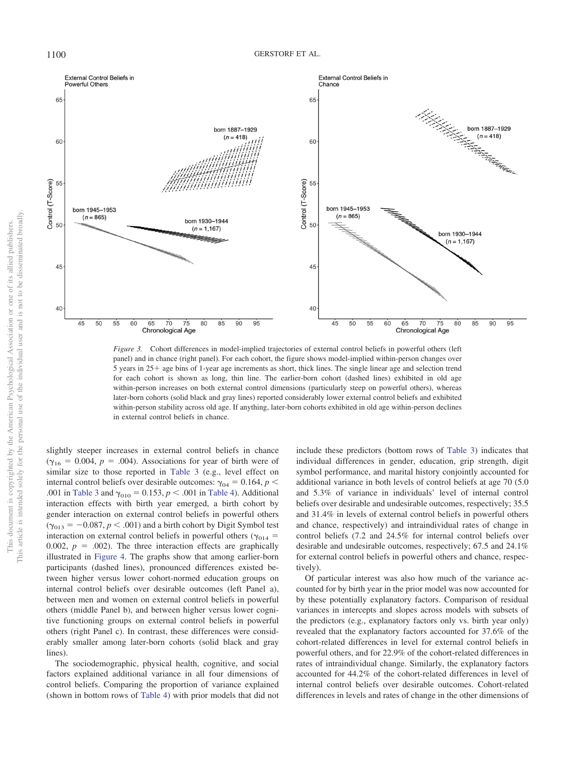*Figure 3.* Cohort differences in model-implied trajectories of external control beliefs in powerful others (left panel) and in chance (right panel). For each cohort, the figure shows model-implied within-person changes over 5 years in 25+ age bins of 1-year age increments as short, thick lines. The single linear age and selection trend for each cohort is shown as long, thin line. The earlier-born cohort (dashed lines) exhibited in old age within-person increases on both external control dimensions (particularly steep on powerful others), whereas later-born cohorts (solid black and gray lines) reported considerably lower external control beliefs and exhibited within-person stability across old age. If anything, later-born cohorts exhibited in old age within-person declines in external control beliefs in chance.

slightly steeper increases in external control beliefs in chance ($\gamma_{16} = 0.004$, $p = .004$). Associations for year of birth were of similar size to those reported in Table 3 (e.g., level effect on internal control beliefs over desirable outcomes: $\gamma_{04} = 0.164$, $p < .001$ in Table 3 and $\gamma_{010} = 0.153$, $p < .001$ in Table 4). Additional interaction effects with birth year emerged, a birth cohort by gender interaction on external control beliefs in powerful others ($\gamma_{013} = -0.087$, $p < .001$) and a birth cohort by Digit Symbol test interaction on external control beliefs in powerful others ($\gamma_{014} = 0.002$, $p = .002$). The three interaction effects are graphically illustrated in Figure 4. The graphs show that among earlier-born participants (dashed lines), pronounced differences existed between higher versus lower cohort-normed education groups on internal control beliefs over desirable outcomes (left Panel a), between men and women on external control beliefs in powerful others (middle Panel b), and between higher versus lower cognitive functioning groups on external control beliefs in powerful others (right Panel c). In contrast, these differences were considerably smaller among later-born cohorts (solid black and gray lines).

The sociodemographic, physical health, cognitive, and social factors explained additional variance in all four dimensions of control beliefs. Comparing the proportion of variance explained (shown in bottom rows of Table 4) with prior models that did not include these predictors (bottom rows of Table 3) indicates that individual differences in gender, education, grip strength, digit symbol performance, and marital history conjointly accounted for additional variance in both levels of control beliefs at age 70 (5.0 and 5.3% of variance in individuals' level of internal control beliefs over desirable and undesirable outcomes, respectively; 35.5 and 31.4% in levels of external control beliefs in powerful others and chance, respectively) and intraindividual rates of change in control beliefs (7.2 and 24.5% for internal control beliefs over desirable and undesirable outcomes, respectively; 67.5 and 24.1% for external control beliefs in powerful others and chance, respectively).

Of particular interest was also how much of the variance accounted for by birth year in the prior model was now accounted for by these potentially explanatory factors. Comparison of residual variances in intercepts and slopes across models with subsets of the predictors (e.g., explanatory factors only vs. birth year only) revealed that the explanatory factors accounted for 37.6% of the cohort-related differences in level for external control beliefs in powerful others, and for 22.9% of the cohort-related differences in rates of intraindividual change. Similarly, the explanatory factors accounted for 44.2% of the cohort-related differences in level of internal control beliefs over desirable outcomes. Cohort-related differences in levels and rates of change in the other dimensions of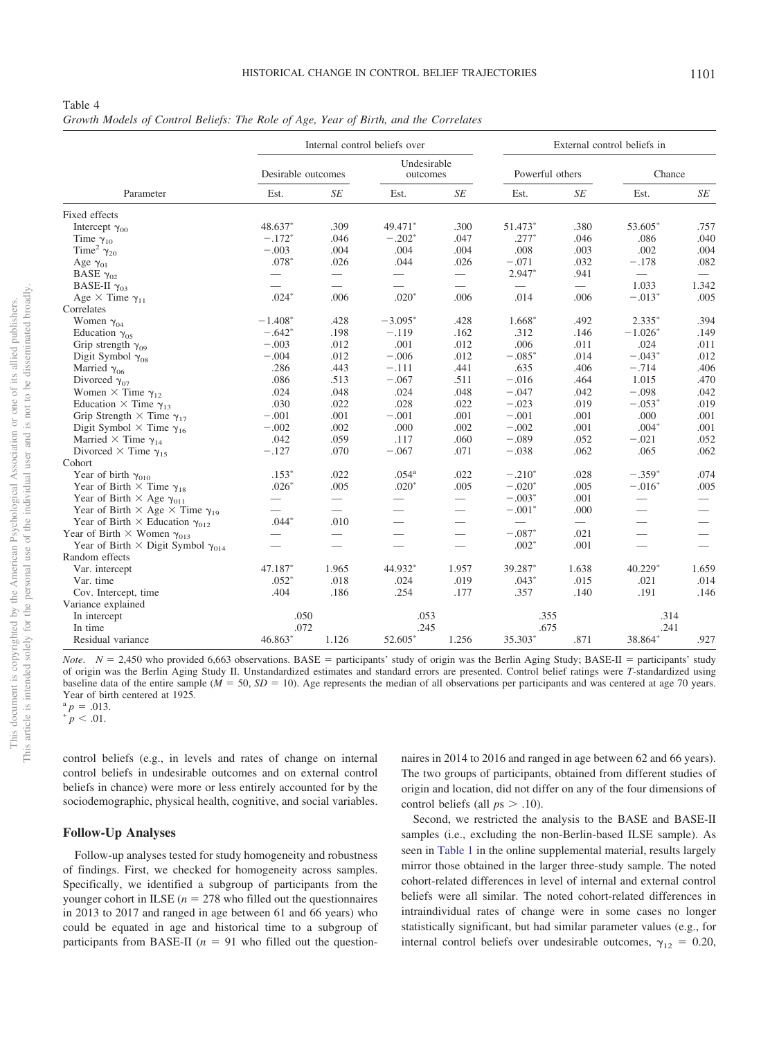Table 4

*Growth Models of Control Beliefs: The Role of Age, Year of Birth, and the Correlates*

| Parameter | Internal control beliefs over | | | | External control beliefs in | | | |
|---|---|---|---|---|---|---|---|---|
| | Desirable outcomes | | Undesirable outcomes | | Powerful others | | Chance | |
| | Est. | *SE* | Est. | *SE* | Est. | *SE* | Est. | *SE* |
| Fixed effects | | | | | | | | |
| Intercept $\gamma_{00}$ | 48.637* | .309 | 49.471* | .300 | 51.473* | .380 | 53.605* | .757 |
| Time $\gamma_{10}$ | −.172* | .046 | −.202* | .047 | .277* | .046 | .086 | .040 |
| Time² $\gamma_{20}$ | −.003 | .004 | .004 | .004 | .008 | .003 | .002 | .004 |
| Age $\gamma_{01}$ | .078* | .026 | .044 | .026 | −.071 | .032 | −.178 | .082 |
| BASE $\gamma_{02}$ | — | — | — | — | 2.947* | .941 | — | — |
| BASE-II $\gamma_{03}$ | — | — | — | — | — | — | 1.033 | 1.342 |
| Age × Time $\gamma_{11}$ | .024* | .006 | .020* | .006 | .014 | .006 | −.013* | .005 |
| Correlates | | | | | | | | |
| Women $\gamma_{04}$ | −1.408* | .428 | −3.095* | .428 | 1.668* | .492 | 2.335* | .394 |
| Education $\gamma_{05}$ | −.642* | .198 | −.119 | .162 | .312 | .146 | −1.026* | .149 |
| Grip strength $\gamma_{09}$ | −.003 | .012 | .001 | .012 | .006 | .011 | .024 | .011 |
| Digit Symbol $\gamma_{08}$ | −.004 | .012 | −.006 | .012 | −.085* | .014 | −.043* | .012 |
| Married $\gamma_{06}$ | .286 | .443 | −.111 | .441 | .635 | .406 | −.714 | .406 |
| Divorced $\gamma_{07}$ | .086 | .513 | −.067 | .511 | −.016 | .464 | 1.015 | .470 |
| Women × Time $\gamma_{12}$ | .024 | .048 | .024 | .048 | −.047 | .042 | −.098 | .042 |
| Education × Time $\gamma_{13}$ | .030 | .022 | .028 | .022 | −.023 | .019 | −.053* | .019 |
| Grip Strength × Time $\gamma_{17}$ | −.001 | .001 | −.001 | .001 | −.001 | .001 | .000 | .001 |
| Digit Symbol × Time $\gamma_{16}$ | −.002 | .002 | .000 | .002 | −.002 | .001 | .004* | .001 |
| Married × Time $\gamma_{14}$ | .042 | .059 | .117 | .060 | −.089 | .052 | −.021 | .052 |
| Divorced × Time $\gamma_{15}$ | −.127 | .070 | −.067 | .071 | −.038 | .062 | .065 | .062 |
| Cohort | | | | | | | | |
| Year of birth $\gamma_{010}$ | .153* | .022 | .054[a] | .022 | −.210* | .028 | −.359* | .074 |
| Year of Birth × Time $\gamma_{18}$ | .026* | .005 | .020* | .005 | −.020* | .005 | −.016* | .005 |
| Year of Birth × Age $\gamma_{011}$ | — | — | — | — | −.003* | .001 | — | — |
| Year of Birth × Age × Time $\gamma_{19}$ | — | — | — | — | −.001* | .000 | — | — |
| Year of Birth × Education $\gamma_{012}$ | .044* | .010 | — | — | — | — | — | — |
| Year of Birth × Women $\gamma_{013}$ | — | — | — | — | −.087* | .021 | — | — |
| Year of Birth × Digit Symbol $\gamma_{014}$ | — | — | — | — | .002* | .001 | — | — |
| Random effects | | | | | | | | |
| Var. intercept | 47.187* | 1.965 | 44.932* | 1.957 | 39.287* | 1.638 | 40.229* | 1.659 |
| Var. time | .052* | .018 | .024 | .019 | .043* | .015 | .021 | .014 |
| Cov. Intercept, time | .404 | .186 | .254 | .177 | .357 | .140 | .191 | .146 |
| Variance explained | | | | | | | | |
| In intercept | .050 | | .053 | | .355 | | .314 | |
| In time | .072 | | .245 | | .675 | | .241 | |
| Residual variance | 46.863* | 1.126 | 52.605* | 1.256 | 35.303* | .871 | 38.864* | .927 |

*Note*. $N = 2{,}450$ who provided 6,663 observations. BASE = participants' study of origin was the Berlin Aging Study; BASE-II = participants' study of origin was the Berlin Aging Study II. Unstandardized estimates and standard errors are presented. Control belief ratings were *T*-standardized using baseline data of the entire sample ($M = 50$, $SD = 10$). Age represents the median of all observations per participants and was centered at age 70 years. Year of birth centered at 1925.
[a] $p = .013$.
* $p < .01$.

control beliefs (e.g., in levels and rates of change on internal control beliefs in undesirable outcomes and on external control beliefs in chance) were more or less entirely accounted for by the sociodemographic, physical health, cognitive, and social variables.

## Follow-Up Analyses

Follow-up analyses tested for study homogeneity and robustness of findings. First, we checked for homogeneity across samples. Specifically, we identified a subgroup of participants from the younger cohort in ILSE ($n = 278$ who filled out the questionnaires in 2013 to 2017 and ranged in age between 61 and 66 years) who could be equated in age and historical time to a subgroup of participants from BASE-II ($n = 91$ who filled out the questionnaires in 2014 to 2016 and ranged in age between 62 and 66 years). The two groups of participants, obtained from different studies of origin and location, did not differ on any of the four dimensions of control beliefs (all $ps > .10$).

Second, we restricted the analysis to the BASE and BASE-II samples (i.e., excluding the non-Berlin-based ILSE sample). As seen in Table 1 in the online supplemental material, results largely mirror those obtained in the larger three-study sample. The noted cohort-related differences in level of internal and external control beliefs were all similar. The noted cohort-related differences in intraindividual rates of change were in some cases no longer statistically significant, but had similar parameter values (e.g., for internal control beliefs over undesirable outcomes, $\gamma_{12} = 0.20$,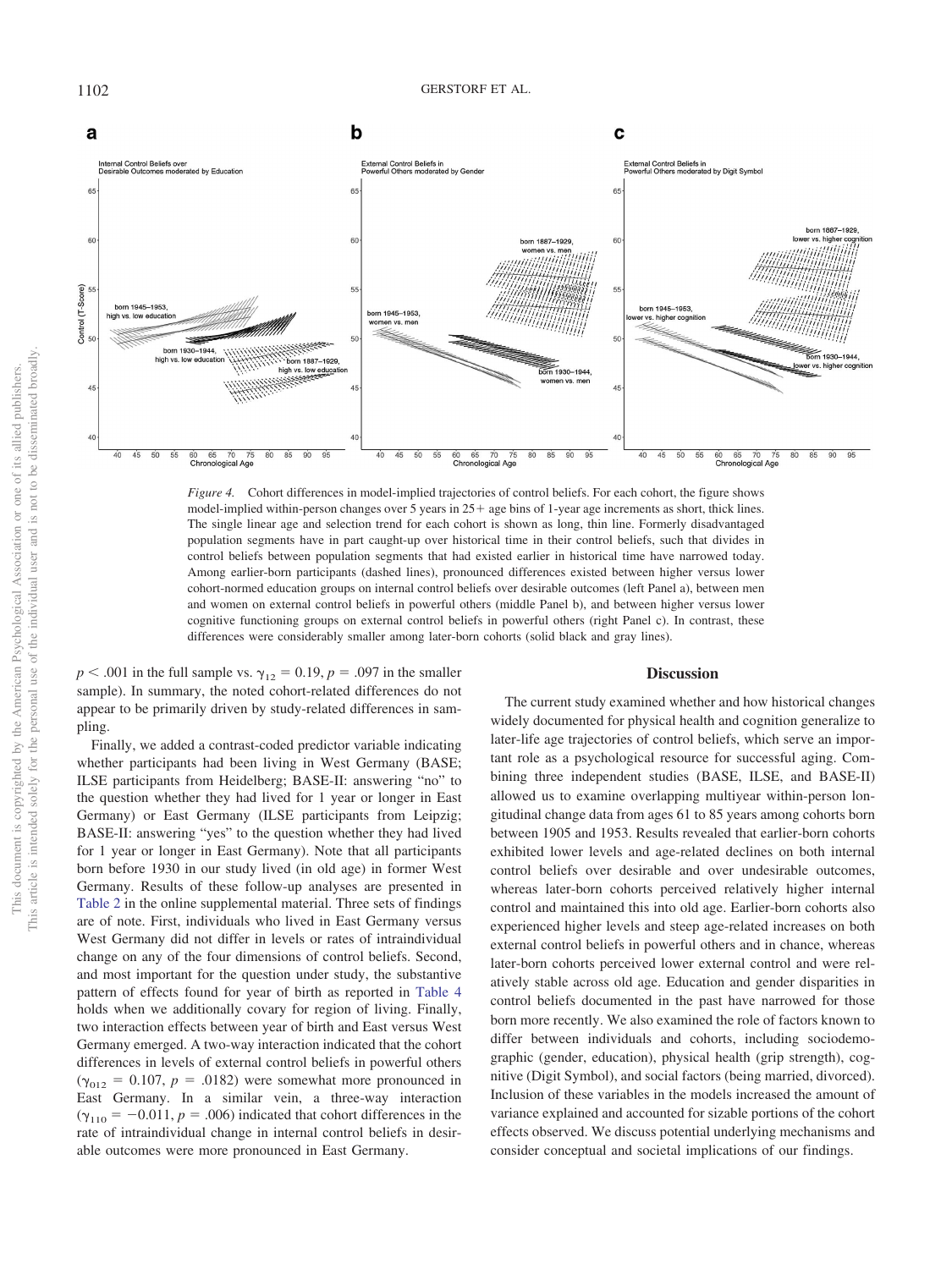*Figure 4.* Cohort differences in model-implied trajectories of control beliefs. For each cohort, the figure shows model-implied within-person changes over 5 years in 25+ age bins of 1-year age increments as short, thick lines. The single linear age and selection trend for each cohort is shown as long, thin line. Formerly disadvantaged population segments have in part caught-up over historical time in their control beliefs, such that divides in control beliefs between population segments that had existed earlier in historical time have narrowed today. Among earlier-born participants (dashed lines), pronounced differences existed between higher versus lower cohort-normed education groups on internal control beliefs over desirable outcomes (left Panel a), between men and women on external control beliefs in powerful others (middle Panel b), and between higher versus lower cognitive functioning groups on external control beliefs in powerful others (right Panel c). In contrast, these differences were considerably smaller among later-born cohorts (solid black and gray lines).

$p < .001$ in the full sample vs. $\gamma_{12} = 0.19$, $p = .097$ in the smaller sample). In summary, the noted cohort-related differences do not appear to be primarily driven by study-related differences in sampling.

Finally, we added a contrast-coded predictor variable indicating whether participants had been living in West Germany (BASE; ILSE participants from Heidelberg; BASE-II: answering "no" to the question whether they had lived for 1 year or longer in East Germany) or East Germany (ILSE participants from Leipzig; BASE-II: answering "yes" to the question whether they had lived for 1 year or longer in East Germany). Note that all participants born before 1930 in our study lived (in old age) in former West Germany. Results of these follow-up analyses are presented in Table 2 in the online supplemental material. Three sets of findings are of note. First, individuals who lived in East Germany versus West Germany did not differ in levels or rates of intraindividual change on any of the four dimensions of control beliefs. Second, and most important for the question under study, the substantive pattern of effects found for year of birth as reported in Table 4 holds when we additionally covary for region of living. Finally, two interaction effects between year of birth and East versus West Germany emerged. A two-way interaction indicated that the cohort differences in levels of external control beliefs in powerful others ($\gamma_{012} = 0.107$, $p = .0182$) were somewhat more pronounced in East Germany. In a similar vein, a three-way interaction ($\gamma_{110} = -0.011$, $p = .006$) indicated that cohort differences in the rate of intraindividual change in internal control beliefs in desirable outcomes were more pronounced in East Germany.

## Discussion

The current study examined whether and how historical changes widely documented for physical health and cognition generalize to later-life age trajectories of control beliefs, which serve an important role as a psychological resource for successful aging. Combining three independent studies (BASE, ILSE, and BASE-II) allowed us to examine overlapping multiyear within-person longitudinal change data from ages 61 to 85 years among cohorts born between 1905 and 1953. Results revealed that earlier-born cohorts exhibited lower levels and age-related declines on both internal control beliefs over desirable and over undesirable outcomes, whereas later-born cohorts perceived relatively higher internal control and maintained this into old age. Earlier-born cohorts also experienced higher levels and steep age-related increases on both external control beliefs in powerful others and in chance, whereas later-born cohorts perceived lower external control and were relatively stable across old age. Education and gender disparities in control beliefs documented in the past have narrowed for those born more recently. We also examined the role of factors known to differ between individuals and cohorts, including sociodemographic (gender, education), physical health (grip strength), cognitive (Digit Symbol), and social factors (being married, divorced). Inclusion of these variables in the models increased the amount of variance explained and accounted for sizable portions of the cohort effects observed. We discuss potential underlying mechanisms and consider conceptual and societal implications of our findings.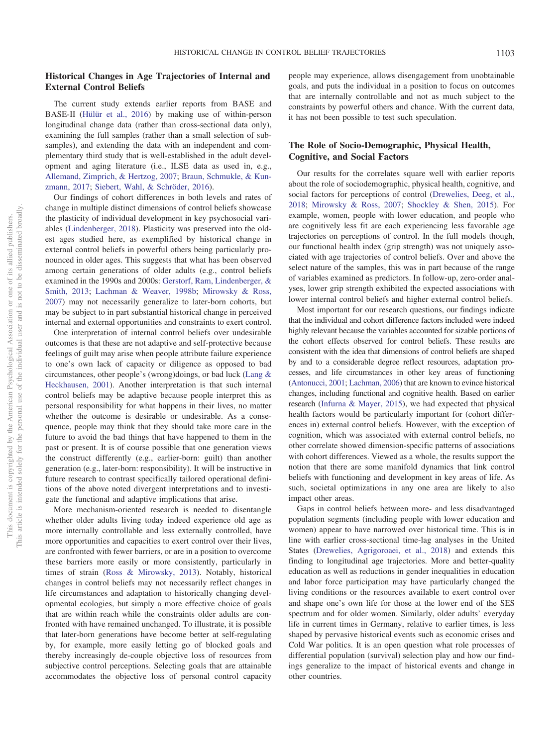## Historical Changes in Age Trajectories of Internal and External Control Beliefs

The current study extends earlier reports from BASE and BASE-II (Hülür et al., 2016) by making use of within-person longitudinal change data (rather than cross-sectional data only), examining the full samples (rather than a small selection of subsamples), and extending the data with an independent and complementary third study that is well-established in the adult development and aging literature (i.e., ILSE data as used in, e.g., Allemand, Zimprich, & Hertzog, 2007; Braun, Schmukle, & Kunzmann, 2017; Siebert, Wahl, & Schröder, 2016).

Our findings of cohort differences in both levels and rates of change in multiple distinct dimensions of control beliefs showcase the plasticity of individual development in key psychosocial variables (Lindenberger, 2018). Plasticity was preserved into the oldest ages studied here, as exemplified by historical change in external control beliefs in powerful others being particularly pronounced in older ages. This suggests that what has been observed among certain generations of older adults (e.g., control beliefs examined in the 1990s and 2000s: Gerstorf, Ram, Lindenberger, & Smith, 2013; Lachman & Weaver, 1998b; Mirowsky & Ross, 2007) may not necessarily generalize to later-born cohorts, but may be subject to in part substantial historical change in perceived internal and external opportunities and constraints to exert control.

One interpretation of internal control beliefs over undesirable outcomes is that these are not adaptive and self-protective because feelings of guilt may arise when people attribute failure experience to one's own lack of capacity or diligence as opposed to bad circumstances, other people's (wrong)doings, or bad luck (Lang & Heckhausen, 2001). Another interpretation is that such internal control beliefs may be adaptive because people interpret this as personal responsibility for what happens in their lives, no matter whether the outcome is desirable or undesirable. As a consequence, people may think that they should take more care in the future to avoid the bad things that have happened to them in the past or present. It is of course possible that one generation views the construct differently (e.g., earlier-born: guilt) than another generation (e.g., later-born: responsibility). It will be instructive in future research to contrast specifically tailored operational definitions of the above noted divergent interpretations and to investigate the functional and adaptive implications that arise.

More mechanism-oriented research is needed to disentangle whether older adults living today indeed experience old age as more internally controllable and less externally controlled, have more opportunities and capacities to exert control over their lives, are confronted with fewer barriers, or are in a position to overcome these barriers more easily or more consistently, particularly in times of strain (Ross & Mirowsky, 2013). Notably, historical changes in control beliefs may not necessarily reflect changes in life circumstances and adaptation to historically changing developmental ecologies, but simply a more effective choice of goals that are within reach while the constraints older adults are confronted with have remained unchanged. To illustrate, it is possible that later-born generations have become better at self-regulating by, for example, more easily letting go of blocked goals and thereby increasingly de-couple objective loss of resources from subjective control perceptions. Selecting goals that are attainable accommodates the objective loss of personal control capacity people may experience, allows disengagement from unobtainable goals, and puts the individual in a position to focus on outcomes that are internally controllable and not as much subject to the constraints by powerful others and chance. With the current data, it has not been possible to test such speculation.

## The Role of Socio-Demographic, Physical Health, Cognitive, and Social Factors

Our results for the correlates square well with earlier reports about the role of sociodemographic, physical health, cognitive, and social factors for perceptions of control (Drewelies, Deeg, et al., 2018; Mirowsky & Ross, 2007; Shockley & Shen, 2015). For example, women, people with lower education, and people who are cognitively less fit are each experiencing less favorable age trajectories on perceptions of control. In the full models though, our functional health index (grip strength) was not uniquely associated with age trajectories of control beliefs. Over and above the select nature of the samples, this was in part because of the range of variables examined as predictors. In follow-up, zero-order analyses, lower grip strength exhibited the expected associations with lower internal control beliefs and higher external control beliefs.

Most important for our research questions, our findings indicate that the individual and cohort difference factors included were indeed highly relevant because the variables accounted for sizable portions of the cohort effects observed for control beliefs. These results are consistent with the idea that dimensions of control beliefs are shaped by and to a considerable degree reflect resources, adaptation processes, and life circumstances in other key areas of functioning (Antonucci, 2001; Lachman, 2006) that are known to evince historical changes, including functional and cognitive health. Based on earlier research (Infurna & Mayer, 2015), we had expected that physical health factors would be particularly important for (cohort differences in) external control beliefs. However, with the exception of cognition, which was associated with external control beliefs, no other correlate showed dimension-specific patterns of associations with cohort differences. Viewed as a whole, the results support the notion that there are some manifold dynamics that link control beliefs with functioning and development in key areas of life. As such, societal optimizations in any one area are likely to also impact other areas.

Gaps in control beliefs between more- and less disadvantaged population segments (including people with lower education and women) appear to have narrowed over historical time. This is in line with earlier cross-sectional time-lag analyses in the United States (Drewelies, Agrigoroaei, et al., 2018) and extends this finding to longitudinal age trajectories. More and better-quality education as well as reductions in gender inequalities in education and labor force participation may have particularly changed the living conditions or the resources available to exert control over and shape one's own life for those at the lower end of the SES spectrum and for older women. Similarly, older adults' everyday life in current times in Germany, relative to earlier times, is less shaped by pervasive historical events such as economic crises and Cold War politics. It is an open question what role processes of differential population (survival) selection play and how our findings generalize to the impact of historical events and change in other countries.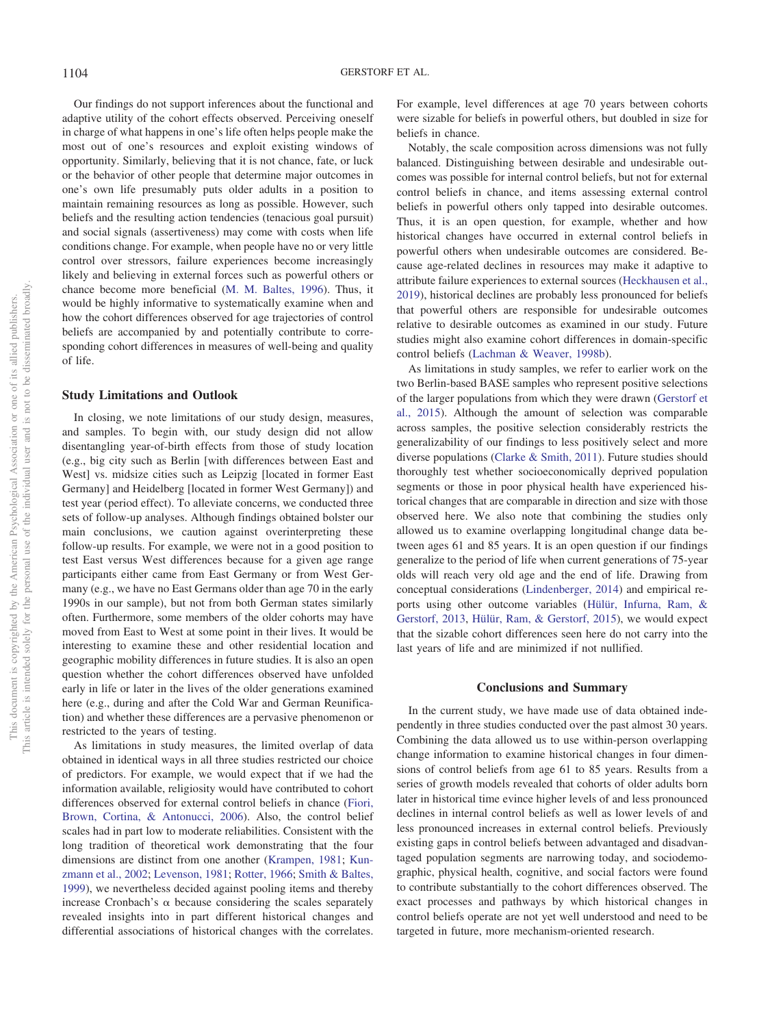Our findings do not support inferences about the functional and adaptive utility of the cohort effects observed. Perceiving oneself in charge of what happens in one's life often helps people make the most out of one's resources and exploit existing windows of opportunity. Similarly, believing that it is not chance, fate, or luck or the behavior of other people that determine major outcomes in one's own life presumably puts older adults in a position to maintain remaining resources as long as possible. However, such beliefs and the resulting action tendencies (tenacious goal pursuit) and social signals (assertiveness) may come with costs when life conditions change. For example, when people have no or very little control over stressors, failure experiences become increasingly likely and believing in external forces such as powerful others or chance become more beneficial (M. M. Baltes, 1996). Thus, it would be highly informative to systematically examine when and how the cohort differences observed for age trajectories of control beliefs are accompanied by and potentially contribute to corresponding cohort differences in measures of well-being and quality of life.

### Study Limitations and Outlook

In closing, we note limitations of our study design, measures, and samples. To begin with, our study design did not allow disentangling year-of-birth effects from those of study location (e.g., big city such as Berlin [with differences between East and West] vs. midsize cities such as Leipzig [located in former East Germany] and Heidelberg [located in former West Germany]) and test year (period effect). To alleviate concerns, we conducted three sets of follow-up analyses. Although findings obtained bolster our main conclusions, we caution against overinterpreting these follow-up results. For example, we were not in a good position to test East versus West differences because for a given age range participants either came from East Germany or from West Germany (e.g., we have no East Germans older than age 70 in the early 1990s in our sample), but not from both German states similarly often. Furthermore, some members of the older cohorts may have moved from East to West at some point in their lives. It would be interesting to examine these and other residential location and geographic mobility differences in future studies. It is also an open question whether the cohort differences observed have unfolded early in life or later in the lives of the older generations examined here (e.g., during and after the Cold War and German Reunification) and whether these differences are a pervasive phenomenon or restricted to the years of testing.

As limitations in study measures, the limited overlap of data obtained in identical ways in all three studies restricted our choice of predictors. For example, we would expect that if we had the information available, religiosity would have contributed to cohort differences observed for external control beliefs in chance (Fiori, Brown, Cortina, & Antonucci, 2006). Also, the control belief scales had in part low to moderate reliabilities. Consistent with the long tradition of theoretical work demonstrating that the four dimensions are distinct from one another (Krampen, 1981; Kunzmann et al., 2002; Levenson, 1981; Rotter, 1966; Smith & Baltes, 1999), we nevertheless decided against pooling items and thereby increase Cronbach's $\alpha$ because considering the scales separately revealed insights into in part different historical changes and differential associations of historical changes with the correlates. For example, level differences at age 70 years between cohorts were sizable for beliefs in powerful others, but doubled in size for beliefs in chance.

Notably, the scale composition across dimensions was not fully balanced. Distinguishing between desirable and undesirable outcomes was possible for internal control beliefs, but not for external control beliefs in chance, and items assessing external control beliefs in powerful others only tapped into desirable outcomes. Thus, it is an open question, for example, whether and how historical changes have occurred in external control beliefs in powerful others when undesirable outcomes are considered. Because age-related declines in resources may make it adaptive to attribute failure experiences to external sources (Heckhausen et al., 2019), historical declines are probably less pronounced for beliefs that powerful others are responsible for undesirable outcomes relative to desirable outcomes as examined in our study. Future studies might also examine cohort differences in domain-specific control beliefs (Lachman & Weaver, 1998b).

As limitations in study samples, we refer to earlier work on the two Berlin-based BASE samples who represent positive selections of the larger populations from which they were drawn (Gerstorf et al., 2015). Although the amount of selection was comparable across samples, the positive selection considerably restricts the generalizability of our findings to less positively select and more diverse populations (Clarke & Smith, 2011). Future studies should thoroughly test whether socioeconomically deprived population segments or those in poor physical health have experienced historical changes that are comparable in direction and size with those observed here. We also note that combining the studies only allowed us to examine overlapping longitudinal change data between ages 61 and 85 years. It is an open question if our findings generalize to the period of life when current generations of 75-year olds will reach very old age and the end of life. Drawing from conceptual considerations (Lindenberger, 2014) and empirical reports using other outcome variables (Hülür, Infurna, Ram, & Gerstorf, 2013, Hülür, Ram, & Gerstorf, 2015), we would expect that the sizable cohort differences seen here do not carry into the last years of life and are minimized if not nullified.

## Conclusions and Summary

In the current study, we have made use of data obtained independently in three studies conducted over the past almost 30 years. Combining the data allowed us to use within-person overlapping change information to examine historical changes in four dimensions of control beliefs from age 61 to 85 years. Results from a series of growth models revealed that cohorts of older adults born later in historical time evince higher levels of and less pronounced declines in internal control beliefs as well as lower levels of and less pronounced increases in external control beliefs. Previously existing gaps in control beliefs between advantaged and disadvantaged population segments are narrowing today, and sociodemographic, physical health, cognitive, and social factors were found to contribute substantially to the cohort differences observed. The exact processes and pathways by which historical changes in control beliefs operate are not yet well understood and need to be targeted in future, more mechanism-oriented research.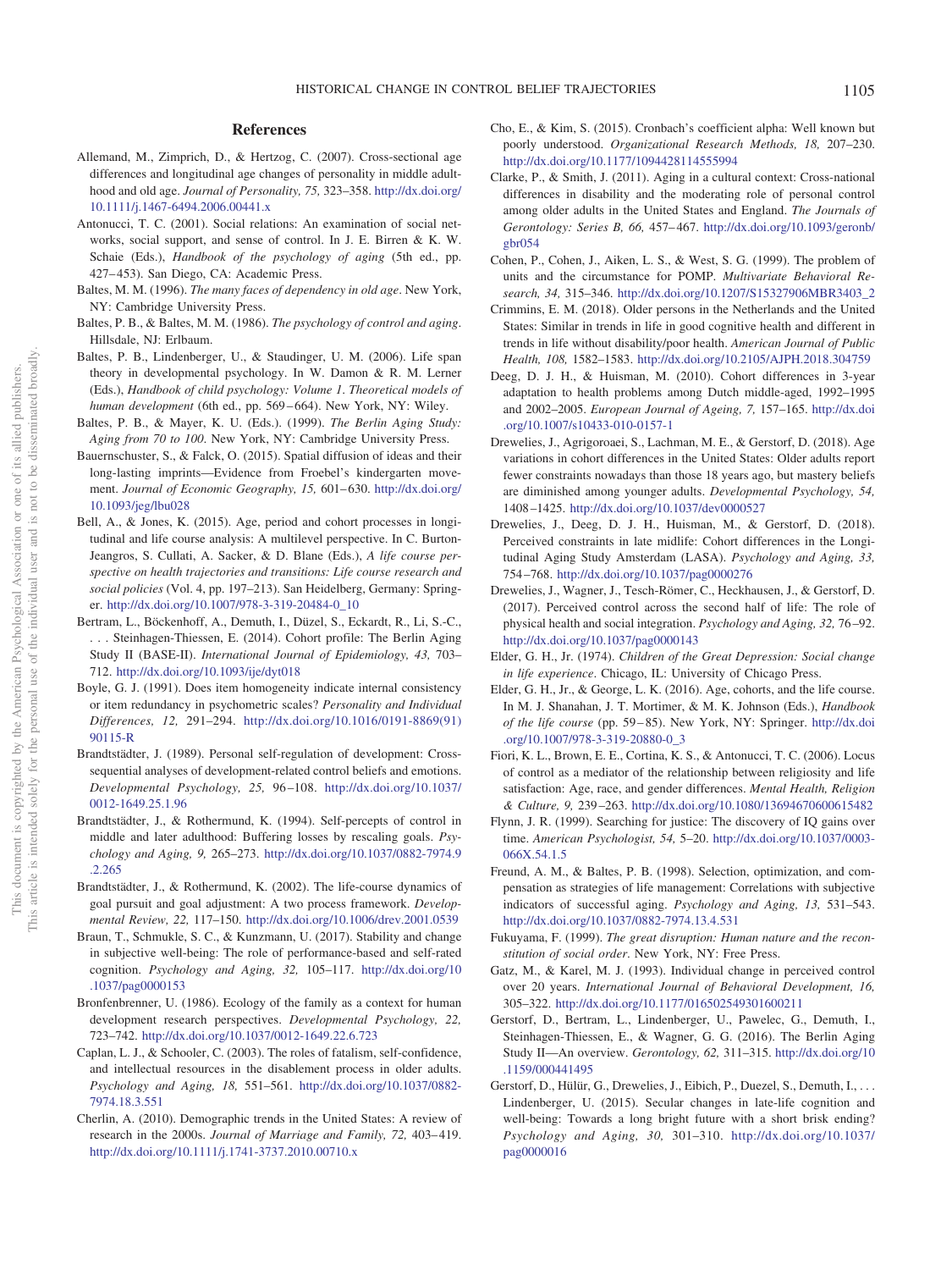## References

Allemand, M., Zimprich, D., & Hertzog, C. (2007). Cross-sectional age differences and longitudinal age changes of personality in middle adulthood and old age. *Journal of Personality, 75,* 323–358. http://dx.doi.org/10.1111/j.1467-6494.2006.00441.x

Antonucci, T. C. (2001). Social relations: An examination of social networks, social support, and sense of control. In J. E. Birren & K. W. Schaie (Eds.), *Handbook of the psychology of aging* (5th ed., pp. 427–453). San Diego, CA: Academic Press.

Baltes, M. M. (1996). *The many faces of dependency in old age*. New York, NY: Cambridge University Press.

Baltes, P. B., & Baltes, M. M. (1986). *The psychology of control and aging*. Hillsdale, NJ: Erlbaum.

Baltes, P. B., Lindenberger, U., & Staudinger, U. M. (2006). Life span theory in developmental psychology. In W. Damon & R. M. Lerner (Eds.), *Handbook of child psychology: Volume 1. Theoretical models of human development* (6th ed., pp. 569–664). New York, NY: Wiley.

Baltes, P. B., & Mayer, K. U. (Eds.). (1999). *The Berlin Aging Study: Aging from 70 to 100*. New York, NY: Cambridge University Press.

Bauernschuster, S., & Falck, O. (2015). Spatial diffusion of ideas and their long-lasting imprints—Evidence from Froebel's kindergarten movement. *Journal of Economic Geography, 15,* 601–630. http://dx.doi.org/10.1093/jeg/lbu028

Bell, A., & Jones, K. (2015). Age, period and cohort processes in longitudinal and life course analysis: A multilevel perspective. In C. Burton-Jeangros, S. Cullati, A. Sacker, & D. Blane (Eds.), *A life course perspective on health trajectories and transitions: Life course research and social policies* (Vol. 4, pp. 197–213). San Heidelberg, Germany: Springer. http://dx.doi.org/10.1007/978-3-319-20484-0_10

Bertram, L., Böckenhoff, A., Demuth, I., Düzel, S., Eckardt, R., Li, S.-C., . . . Steinhagen-Thiessen, E. (2014). Cohort profile: The Berlin Aging Study II (BASE-II). *International Journal of Epidemiology, 43,* 703–712. http://dx.doi.org/10.1093/ije/dyt018

Boyle, G. J. (1991). Does item homogeneity indicate internal consistency or item redundancy in psychometric scales? *Personality and Individual Differences, 12,* 291–294. http://dx.doi.org/10.1016/0191-8869(91)90115-R

Brandtstädter, J. (1989). Personal self-regulation of development: Cross-sequential analyses of development-related control beliefs and emotions. *Developmental Psychology, 25,* 96–108. http://dx.doi.org/10.1037/0012-1649.25.1.96

Brandtstädter, J., & Rothermund, K. (1994). Self-percepts of control in middle and later adulthood: Buffering losses by rescaling goals. *Psychology and Aging, 9,* 265–273. http://dx.doi.org/10.1037/0882-7974.9.2.265

Brandtstädter, J., & Rothermund, K. (2002). The life-course dynamics of goal pursuit and goal adjustment: A two process framework. *Developmental Review, 22,* 117–150. http://dx.doi.org/10.1006/drev.2001.0539

Braun, T., Schmukle, S. C., & Kunzmann, U. (2017). Stability and change in subjective well-being: The role of performance-based and self-rated cognition. *Psychology and Aging, 32,* 105–117. http://dx.doi.org/10.1037/pag0000153

Bronfenbrenner, U. (1986). Ecology of the family as a context for human development research perspectives. *Developmental Psychology, 22,* 723–742. http://dx.doi.org/10.1037/0012-1649.22.6.723

Caplan, L. J., & Schooler, C. (2003). The roles of fatalism, self-confidence, and intellectual resources in the disablement process in older adults. *Psychology and Aging, 18,* 551–561. http://dx.doi.org/10.1037/0882-7974.18.3.551

Cherlin, A. (2010). Demographic trends in the United States: A review of research in the 2000s. *Journal of Marriage and Family, 72,* 403–419. http://dx.doi.org/10.1111/j.1741-3737.2010.00710.x

Cho, E., & Kim, S. (2015). Cronbach's coefficient alpha: Well known but poorly understood. *Organizational Research Methods, 18,* 207–230. http://dx.doi.org/10.1177/1094428114555994

Clarke, P., & Smith, J. (2011). Aging in a cultural context: Cross-national differences in disability and the moderating role of personal control among older adults in the United States and England. *The Journals of Gerontology: Series B, 66,* 457–467. http://dx.doi.org/10.1093/geronb/gbr054

Cohen, P., Cohen, J., Aiken, L. S., & West, S. G. (1999). The problem of units and the circumstance for POMP. *Multivariate Behavioral Research, 34,* 315–346. http://dx.doi.org/10.1207/S15327906MBR3403_2

Crimmins, E. M. (2018). Older persons in the Netherlands and the United States: Similar in trends in life in good cognitive health and different in trends in life without disability/poor health. *American Journal of Public Health, 108,* 1582–1583. http://dx.doi.org/10.2105/AJPH.2018.304759

Deeg, D. J. H., & Huisman, M. (2010). Cohort differences in 3-year adaptation to health problems among Dutch middle-aged, 1992–1995 and 2002–2005. *European Journal of Ageing, 7,* 157–165. http://dx.doi.org/10.1007/s10433-010-0157-1

Drewelies, J., Agrigoroaei, S., Lachman, M. E., & Gerstorf, D. (2018). Age variations in cohort differences in the United States: Older adults report fewer constraints nowadays than those 18 years ago, but mastery beliefs are diminished among younger adults. *Developmental Psychology, 54,* 1408–1425. http://dx.doi.org/10.1037/dev0000527

Drewelies, J., Deeg, D. J. H., Huisman, M., & Gerstorf, D. (2018). Perceived constraints in late midlife: Cohort differences in the Longitudinal Aging Study Amsterdam (LASA). *Psychology and Aging, 33,* 754–768. http://dx.doi.org/10.1037/pag0000276

Drewelies, J., Wagner, J., Tesch-Römer, C., Heckhausen, J., & Gerstorf, D. (2017). Perceived control across the second half of life: The role of physical health and social integration. *Psychology and Aging, 32,* 76–92. http://dx.doi.org/10.1037/pag0000143

Elder, G. H., Jr. (1974). *Children of the Great Depression: Social change in life experience*. Chicago, IL: University of Chicago Press.

Elder, G. H., Jr., & George, L. K. (2016). Age, cohorts, and the life course. In M. J. Shanahan, J. T. Mortimer, & M. K. Johnson (Eds.), *Handbook of the life course* (pp. 59–85). New York, NY: Springer. http://dx.doi.org/10.1007/978-3-319-20880-0_3

Fiori, K. L., Brown, E. E., Cortina, K. S., & Antonucci, T. C. (2006). Locus of control as a mediator of the relationship between religiosity and life satisfaction: Age, race, and gender differences. *Mental Health, Religion & Culture, 9,* 239–263. http://dx.doi.org/10.1080/13694670600615482

Flynn, J. R. (1999). Searching for justice: The discovery of IQ gains over time. *American Psychologist, 54,* 5–20. http://dx.doi.org/10.1037/0003-066X.54.1.5

Freund, A. M., & Baltes, P. B. (1998). Selection, optimization, and compensation as strategies of life management: Correlations with subjective indicators of successful aging. *Psychology and Aging, 13,* 531–543. http://dx.doi.org/10.1037/0882-7974.13.4.531

Fukuyama, F. (1999). *The great disruption: Human nature and the reconstitution of social order*. New York, NY: Free Press.

Gatz, M., & Karel, M. J. (1993). Individual change in perceived control over 20 years. *International Journal of Behavioral Development, 16,* 305–322. http://dx.doi.org/10.1177/016502549301600211

Gerstorf, D., Bertram, L., Lindenberger, U., Pawelec, G., Demuth, I., Steinhagen-Thiessen, E., & Wagner, G. G. (2016). The Berlin Aging Study II—An overview. *Gerontology, 62,* 311–315. http://dx.doi.org/10.1159/000441495

Gerstorf, D., Hülür, G., Drewelies, J., Eibich, P., Duezel, S., Demuth, I., . . . Lindenberger, U. (2015). Secular changes in late-life cognition and well-being: Towards a long bright future with a short brisk ending? *Psychology and Aging, 30,* 301–310. http://dx.doi.org/10.1037/pag0000016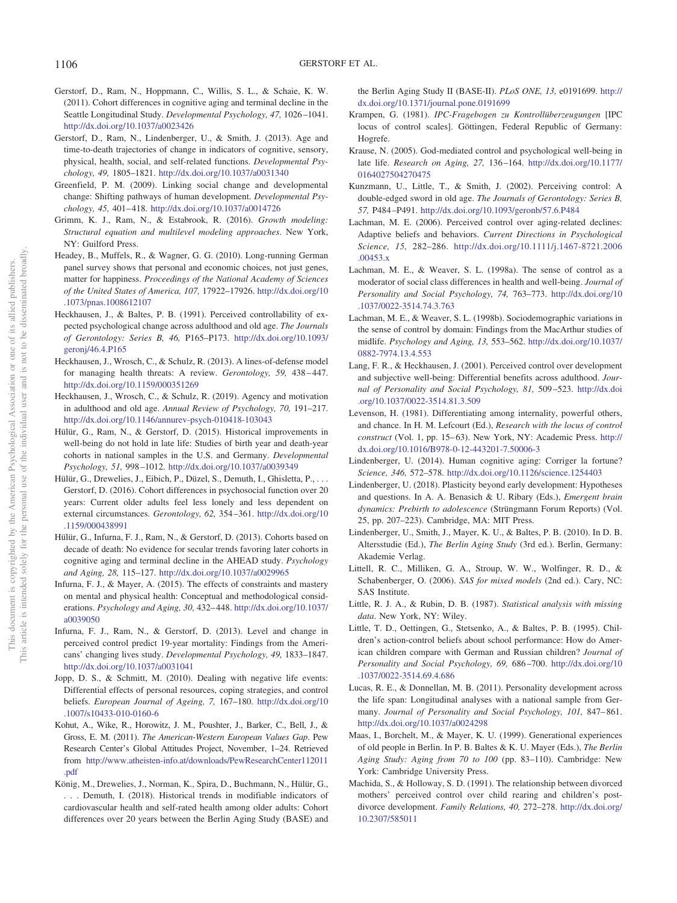Gerstorf, D., Ram, N., Hoppmann, C., Willis, S. L., & Schaie, K. W. (2011). Cohort differences in cognitive aging and terminal decline in the Seattle Longitudinal Study. *Developmental Psychology, 47,* 1026–1041. http://dx.doi.org/10.1037/a0023426

Gerstorf, D., Ram, N., Lindenberger, U., & Smith, J. (2013). Age and time-to-death trajectories of change in indicators of cognitive, sensory, physical, health, social, and self-related functions. *Developmental Psychology, 49,* 1805–1821. http://dx.doi.org/10.1037/a0031340

Greenfield, P. M. (2009). Linking social change and developmental change: Shifting pathways of human development. *Developmental Psychology, 45,* 401–418. http://dx.doi.org/10.1037/a0014726

Grimm, K. J., Ram, N., & Estabrook, R. (2016). *Growth modeling: Structural equation and multilevel modeling approaches*. New York, NY: Guilford Press.

Headey, B., Muffels, R., & Wagner, G. G. (2010). Long-running German panel survey shows that personal and economic choices, not just genes, matter for happiness. *Proceedings of the National Academy of Sciences of the United States of America, 107,* 17922–17926. http://dx.doi.org/10.1073/pnas.1008612107

Heckhausen, J., & Baltes, P. B. (1991). Perceived controllability of expected psychological change across adulthood and old age. *The Journals of Gerontology: Series B, 46,* P165–P173. http://dx.doi.org/10.1093/geronj/46.4.P165

Heckhausen, J., Wrosch, C., & Schulz, R. (2013). A lines-of-defense model for managing health threats: A review. *Gerontology, 59,* 438–447. http://dx.doi.org/10.1159/000351269

Heckhausen, J., Wrosch, C., & Schulz, R. (2019). Agency and motivation in adulthood and old age. *Annual Review of Psychology, 70,* 191–217. http://dx.doi.org/10.1146/annurev-psych-010418-103043

Hülür, G., Ram, N., & Gerstorf, D. (2015). Historical improvements in well-being do not hold in late life: Studies of birth year and death-year cohorts in national samples in the U.S. and Germany. *Developmental Psychology, 51,* 998–1012. http://dx.doi.org/10.1037/a0039349

Hülür, G., Drewelies, J., Eibich, P., Düzel, S., Demuth, I., Ghisletta, P., . . . Gerstorf, D. (2016). Cohort differences in psychosocial function over 20 years: Current older adults feel less lonely and less dependent on external circumstances. *Gerontology, 62,* 354–361. http://dx.doi.org/10.1159/000438991

Hülür, G., Infurna, F. J., Ram, N., & Gerstorf, D. (2013). Cohorts based on decade of death: No evidence for secular trends favoring later cohorts in cognitive aging and terminal decline in the AHEAD study. *Psychology and Aging, 28,* 115–127. http://dx.doi.org/10.1037/a0029965

Infurna, F. J., & Mayer, A. (2015). The effects of constraints and mastery on mental and physical health: Conceptual and methodological considerations. *Psychology and Aging, 30,* 432–448. http://dx.doi.org/10.1037/a0039050

Infurna, F. J., Ram, N., & Gerstorf, D. (2013). Level and change in perceived control predict 19-year mortality: Findings from the Americans' changing lives study. *Developmental Psychology, 49,* 1833–1847. http://dx.doi.org/10.1037/a0031041

Jopp, D. S., & Schmitt, M. (2010). Dealing with negative life events: Differential effects of personal resources, coping strategies, and control beliefs. *European Journal of Ageing, 7,* 167–180. http://dx.doi.org/10.1007/s10433-010-0160-6

Kohut, A., Wike, R., Horowitz, J. M., Poushter, J., Barker, C., Bell, J., & Gross, E. M. (2011). *The American-Western European Values Gap*. Pew Research Center's Global Attitudes Project, November, 1–24. Retrieved from http://www.atheisten-info.at/downloads/PewResearchCenter112011.pdf

König, M., Drewelies, J., Norman, K., Spira, D., Buchmann, N., Hülür, G., . . . Demuth, I. (2018). Historical trends in modifiable indicators of cardiovascular health and self-rated health among older adults: Cohort differences over 20 years between the Berlin Aging Study (BASE) and the Berlin Aging Study II (BASE-II). *PLoS ONE, 13,* e0191699. http://dx.doi.org/10.1371/journal.pone.0191699

Krampen, G. (1981). *IPC-Fragebogen zu Kontrollüberzeugungen* [IPC locus of control scales]. Göttingen, Federal Republic of Germany: Hogrefe.

Krause, N. (2005). God-mediated control and psychological well-being in late life. *Research on Aging, 27,* 136–164. http://dx.doi.org/10.1177/0164027504270475

Kunzmann, U., Little, T., & Smith, J. (2002). Perceiving control: A double-edged sword in old age. *The Journals of Gerontology: Series B, 57,* P484–P491. http://dx.doi.org/10.1093/geronb/57.6.P484

Lachman, M. E. (2006). Perceived control over aging-related declines: Adaptive beliefs and behaviors. *Current Directions in Psychological Science, 15,* 282–286. http://dx.doi.org/10.1111/j.1467-8721.2006.00453.x

Lachman, M. E., & Weaver, S. L. (1998a). The sense of control as a moderator of social class differences in health and well-being. *Journal of Personality and Social Psychology, 74,* 763–773. http://dx.doi.org/10.1037/0022-3514.74.3.763

Lachman, M. E., & Weaver, S. L. (1998b). Sociodemographic variations in the sense of control by domain: Findings from the MacArthur studies of midlife. *Psychology and Aging, 13,* 553–562. http://dx.doi.org/10.1037/0882-7974.13.4.553

Lang, F. R., & Heckhausen, J. (2001). Perceived control over development and subjective well-being: Differential benefits across adulthood. *Journal of Personality and Social Psychology, 81,* 509–523. http://dx.doi.org/10.1037/0022-3514.81.3.509

Levenson, H. (1981). Differentiating among internality, powerful others, and chance. In H. M. Lefcourt (Ed.), *Research with the locus of control construct* (Vol. 1, pp. 15–63). New York, NY: Academic Press. http://dx.doi.org/10.1016/B978-0-12-443201-7.50006-3

Lindenberger, U. (2014). Human cognitive aging: Corriger la fortune? *Science, 346,* 572–578. http://dx.doi.org/10.1126/science.1254403

Lindenberger, U. (2018). Plasticity beyond early development: Hypotheses and questions. In A. A. Benasich & U. Ribary (Eds.), *Emergent brain dynamics: Prebirth to adolescence* (Strüngmann Forum Reports) (Vol. 25, pp. 207–223). Cambridge, MA: MIT Press.

Lindenberger, U., Smith, J., Mayer, K. U., & Baltes, P. B. (2010). In D. B. Altersstudie (Ed.), *The Berlin Aging Study* (3rd ed.). Berlin, Germany: Akademie Verlag.

Littell, R. C., Milliken, G. A., Stroup, W. W., Wolfinger, R. D., & Schabenberger, O. (2006). *SAS for mixed models* (2nd ed.). Cary, NC: SAS Institute.

Little, R. J. A., & Rubin, D. B. (1987). *Statistical analysis with missing data*. New York, NY: Wiley.

Little, T. D., Oettingen, G., Stetsenko, A., & Baltes, P. B. (1995). Children's action-control beliefs about school performance: How do American children compare with German and Russian children? *Journal of Personality and Social Psychology, 69,* 686–700. http://dx.doi.org/10.1037/0022-3514.69.4.686

Lucas, R. E., & Donnellan, M. B. (2011). Personality development across the life span: Longitudinal analyses with a national sample from Germany. *Journal of Personality and Social Psychology, 101,* 847–861. http://dx.doi.org/10.1037/a0024298

Maas, I., Borchelt, M., & Mayer, K. U. (1999). Generational experiences of old people in Berlin. In P. B. Baltes & K. U. Mayer (Eds.), *The Berlin Aging Study: Aging from 70 to 100* (pp. 83–110). Cambridge: New York: Cambridge University Press.

Machida, S., & Holloway, S. D. (1991). The relationship between divorced mothers' perceived control over child rearing and children's post-divorce development. *Family Relations, 40,* 272–278. http://dx.doi.org/10.2307/585011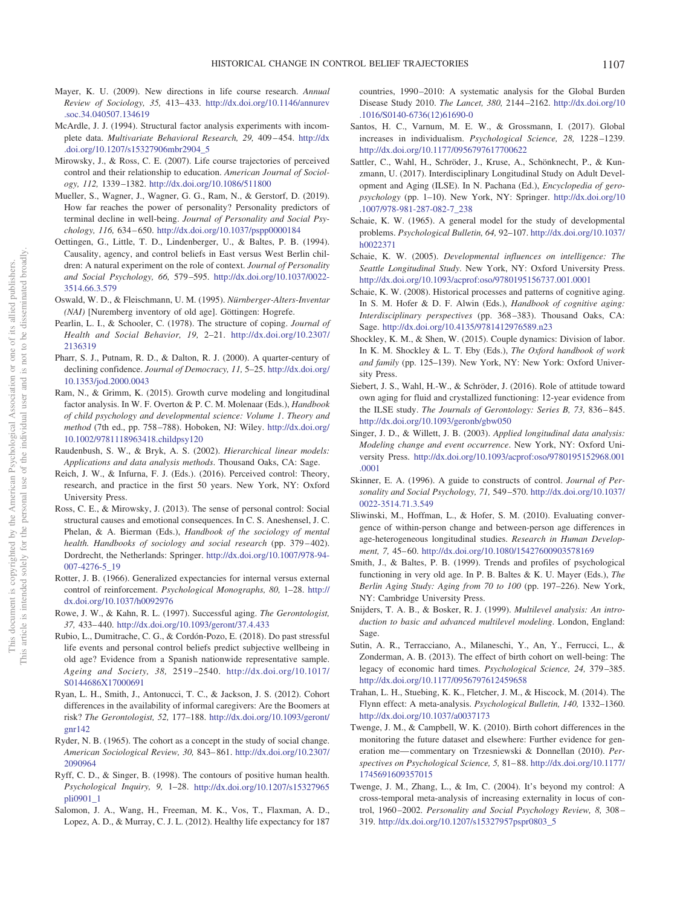Mayer, K. U. (2009). New directions in life course research. *Annual Review of Sociology, 35,* 413–433. http://dx.doi.org/10.1146/annurev.soc.34.040507.134619

McArdle, J. J. (1994). Structural factor analysis experiments with incomplete data. *Multivariate Behavioral Research, 29,* 409–454. http://dx.doi.org/10.1207/s15327906mbr2904_5

Mirowsky, J., & Ross, C. E. (2007). Life course trajectories of perceived control and their relationship to education. *American Journal of Sociology, 112,* 1339–1382. http://dx.doi.org/10.1086/511800

Mueller, S., Wagner, J., Wagner, G. G., Ram, N., & Gerstorf, D. (2019). How far reaches the power of personality? Personality predictors of terminal decline in well-being. *Journal of Personality and Social Psychology, 116,* 634–650. http://dx.doi.org/10.1037/pspp0000184

Oettingen, G., Little, T. D., Lindenberger, U., & Baltes, P. B. (1994). Causality, agency, and control beliefs in East versus West Berlin children: A natural experiment on the role of context. *Journal of Personality and Social Psychology, 66,* 579–595. http://dx.doi.org/10.1037/0022-3514.66.3.579

Oswald, W. D., & Fleischmann, U. M. (1995). *Nürnberger-Alters-Inventar (NAI)* [Nuremberg inventory of old age]. Göttingen: Hogrefe.

Pearlin, L. I., & Schooler, C. (1978). The structure of coping. *Journal of Health and Social Behavior, 19,* 2–21. http://dx.doi.org/10.2307/2136319

Pharr, S. J., Putnam, R. D., & Dalton, R. J. (2000). A quarter-century of declining confidence. *Journal of Democracy, 11,* 5–25. http://dx.doi.org/10.1353/jod.2000.0043

Ram, N., & Grimm, K. (2015). Growth curve modeling and longitudinal factor analysis. In W. F. Overton & P. C. M. Molenaar (Eds.), *Handbook of child psychology and developmental science: Volume 1. Theory and method* (7th ed., pp. 758–788). Hoboken, NJ: Wiley. http://dx.doi.org/10.1002/9781118963418.childpsy120

Raudenbush, S. W., & Bryk, A. S. (2002). *Hierarchical linear models: Applications and data analysis methods*. Thousand Oaks, CA: Sage.

Reich, J. W., & Infurna, F. J. (Eds.). (2016). Perceived control: Theory, research, and practice in the first 50 years. New York, NY: Oxford University Press.

Ross, C. E., & Mirowsky, J. (2013). The sense of personal control: Social structural causes and emotional consequences. In C. S. Aneshensel, J. C. Phelan, & A. Bierman (Eds.), *Handbook of the sociology of mental health. Handbooks of sociology and social research* (pp. 379–402). Dordrecht, the Netherlands: Springer. http://dx.doi.org/10.1007/978-94-007-4276-5_19

Rotter, J. B. (1966). Generalized expectancies for internal versus external control of reinforcement. *Psychological Monographs, 80,* 1–28. http://dx.doi.org/10.1037/h0092976

Rowe, J. W., & Kahn, R. L. (1997). Successful aging. *The Gerontologist, 37,* 433–440. http://dx.doi.org/10.1093/geront/37.4.433

Rubio, L., Dumitrache, C. G., & Cordón-Pozo, E. (2018). Do past stressful life events and personal control beliefs predict subjective wellbeing in old age? Evidence from a Spanish nationwide representative sample. *Ageing and Society, 38,* 2519–2540. http://dx.doi.org/10.1017/S0144686X17000691

Ryan, L. H., Smith, J., Antonucci, T. C., & Jackson, J. S. (2012). Cohort differences in the availability of informal caregivers: Are the Boomers at risk? *The Gerontologist, 52,* 177–188. http://dx.doi.org/10.1093/geront/gnr142

Ryder, N. B. (1965). The cohort as a concept in the study of social change. *American Sociological Review, 30,* 843–861. http://dx.doi.org/10.2307/2090964

Ryff, C. D., & Singer, B. (1998). The contours of positive human health. *Psychological Inquiry, 9,* 1–28. http://dx.doi.org/10.1207/s15327965pli0901_1

Salomon, J. A., Wang, H., Freeman, M. K., Vos, T., Flaxman, A. D., Lopez, A. D., & Murray, C. J. L. (2012). Healthy life expectancy for 187 countries, 1990–2010: A systematic analysis for the Global Burden Disease Study 2010. *The Lancet, 380,* 2144–2162. http://dx.doi.org/10.1016/S0140-6736(12)61690-0

Santos, H. C., Varnum, M. E. W., & Grossmann, I. (2017). Global increases in individualism. *Psychological Science, 28,* 1228–1239. http://dx.doi.org/10.1177/0956797617700622

Sattler, C., Wahl, H., Schröder, J., Kruse, A., Schönknecht, P., & Kunzmann, U. (2017). Interdisciplinary Longitudinal Study on Adult Development and Aging (ILSE). In N. Pachana (Ed.), *Encyclopedia of geropsychology* (pp. 1–10). New York, NY: Springer. http://dx.doi.org/10.1007/978-981-287-082-7_238

Schaie, K. W. (1965). A general model for the study of developmental problems. *Psychological Bulletin, 64,* 92–107. http://dx.doi.org/10.1037/h0022371

Schaie, K. W. (2005). *Developmental influences on intelligence: The Seattle Longitudinal Study*. New York, NY: Oxford University Press. http://dx.doi.org/10.1093/acprof:oso/9780195156737.001.0001

Schaie, K. W. (2008). Historical processes and patterns of cognitive aging. In S. M. Hofer & D. F. Alwin (Eds.), *Handbook of cognitive aging: Interdisciplinary perspectives* (pp. 368–383). Thousand Oaks, CA: Sage. http://dx.doi.org/10.4135/9781412976589.n23

Shockley, K. M., & Shen, W. (2015). Couple dynamics: Division of labor. In K. M. Shockley & L. T. Eby (Eds.), *The Oxford handbook of work and family* (pp. 125–139). New York, NY: New York: Oxford University Press.

Siebert, J. S., Wahl, H.-W., & Schröder, J. (2016). Role of attitude toward own aging for fluid and crystallized functioning: 12-year evidence from the ILSE study. *The Journals of Gerontology: Series B, 73,* 836–845. http://dx.doi.org/10.1093/geronb/gbw050

Singer, J. D., & Willett, J. B. (2003). *Applied longitudinal data analysis: Modeling change and event occurrence*. New York, NY: Oxford University Press. http://dx.doi.org/10.1093/acprof:oso/9780195152968.001.0001

Skinner, E. A. (1996). A guide to constructs of control. *Journal of Personality and Social Psychology, 71,* 549–570. http://dx.doi.org/10.1037/0022-3514.71.3.549

Sliwinski, M., Hoffman, L., & Hofer, S. M. (2010). Evaluating convergence of within-person change and between-person age differences in age-heterogeneous longitudinal studies. *Research in Human Development, 7,* 45–60. http://dx.doi.org/10.1080/15427600903578169

Smith, J., & Baltes, P. B. (1999). Trends and profiles of psychological functioning in very old age. In P. B. Baltes & K. U. Mayer (Eds.), *The Berlin Aging Study: Aging from 70 to 100* (pp. 197–226). New York, NY: Cambridge University Press.

Snijders, T. A. B., & Bosker, R. J. (1999). *Multilevel analysis: An introduction to basic and advanced multilevel modeling*. London, England: Sage.

Sutin, A. R., Terracciano, A., Milaneschi, Y., An, Y., Ferrucci, L., & Zonderman, A. B. (2013). The effect of birth cohort on well-being: The legacy of economic hard times. *Psychological Science, 24,* 379–385. http://dx.doi.org/10.1177/0956797612459658

Trahan, L. H., Stuebing, K. K., Fletcher, J. M., & Hiscock, M. (2014). The Flynn effect: A meta-analysis. *Psychological Bulletin, 140,* 1332–1360. http://dx.doi.org/10.1037/a0037173

Twenge, J. M., & Campbell, W. K. (2010). Birth cohort differences in the monitoring the future dataset and elsewhere: Further evidence for generation me—commentary on Trzesniewski & Donnellan (2010). *Perspectives on Psychological Science, 5,* 81–88. http://dx.doi.org/10.1177/1745691609357015

Twenge, J. M., Zhang, L., & Im, C. (2004). It's beyond my control: A cross-temporal meta-analysis of increasing externality in locus of control, 1960–2002. *Personality and Social Psychology Review, 8,* 308–319. http://dx.doi.org/10.1207/s15327957pspr0803_5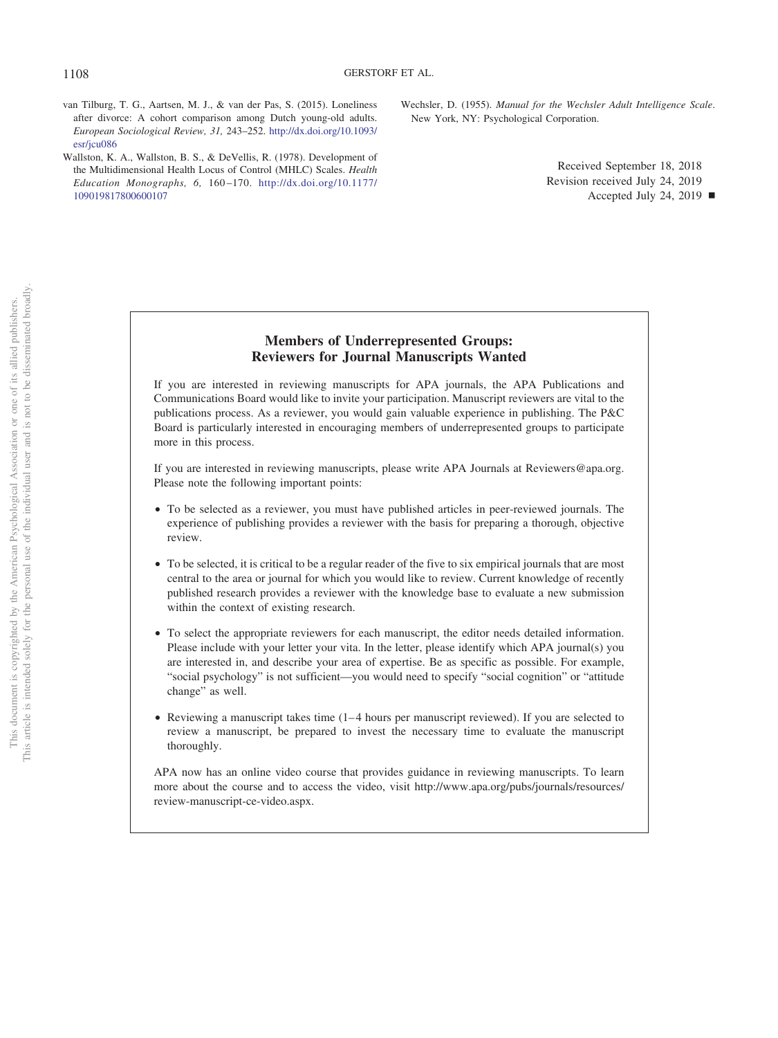van Tilburg, T. G., Aartsen, M. J., & van der Pas, S. (2015). Loneliness after divorce: A cohort comparison among Dutch young-old adults. *European Sociological Review, 31,* 243–252. http://dx.doi.org/10.1093/esr/jcu086

Wallston, K. A., Wallston, B. S., & DeVellis, R. (1978). Development of the Multidimensional Health Locus of Control (MHLC) Scales. *Health Education Monographs, 6,* 160–170. http://dx.doi.org/10.1177/109019817800600107

Wechsler, D. (1955). *Manual for the Wechsler Adult Intelligence Scale*. New York, NY: Psychological Corporation.

Received September 18, 2018
Revision received July 24, 2019
Accepted July 24, 2019 ■

## Members of Underrepresented Groups: Reviewers for Journal Manuscripts Wanted

If you are interested in reviewing manuscripts for APA journals, the APA Publications and Communications Board would like to invite your participation. Manuscript reviewers are vital to the publications process. As a reviewer, you would gain valuable experience in publishing. The P&C Board is particularly interested in encouraging members of underrepresented groups to participate more in this process.

If you are interested in reviewing manuscripts, please write APA Journals at Reviewers@apa.org. Please note the following important points:

- To be selected as a reviewer, you must have published articles in peer-reviewed journals. The experience of publishing provides a reviewer with the basis for preparing a thorough, objective review.
- To be selected, it is critical to be a regular reader of the five to six empirical journals that are most central to the area or journal for which you would like to review. Current knowledge of recently published research provides a reviewer with the knowledge base to evaluate a new submission within the context of existing research.
- To select the appropriate reviewers for each manuscript, the editor needs detailed information. Please include with your letter your vita. In the letter, please identify which APA journal(s) you are interested in, and describe your area of expertise. Be as specific as possible. For example, "social psychology" is not sufficient—you would need to specify "social cognition" or "attitude change" as well.
- Reviewing a manuscript takes time (1–4 hours per manuscript reviewed). If you are selected to review a manuscript, be prepared to invest the necessary time to evaluate the manuscript thoroughly.

APA now has an online video course that provides guidance in reviewing manuscripts. To learn more about the course and to access the video, visit http://www.apa.org/pubs/journals/resources/review-manuscript-ce-video.aspx.